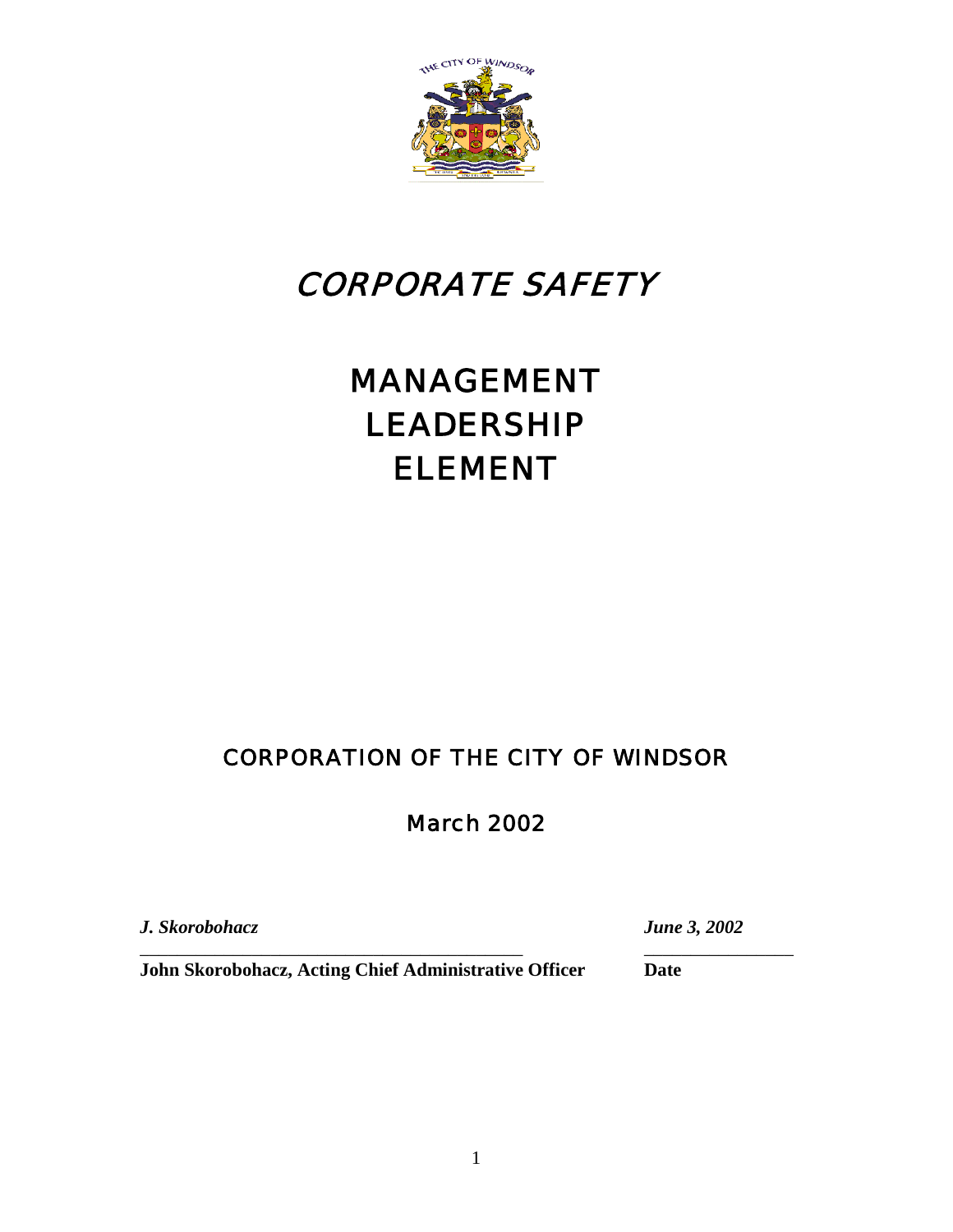# *CORPORATE SAFETY*

# MANAGEMENT LEADERSHIP ELEMENT

## CORPORATION OF THE CITY OF WINDSOR

## March 2002

| *J. Skorobohacz* | *June 3, 2002* |
|---|---|
| **John Skorobohacz, Acting Chief Administrative Officer** | **Date** |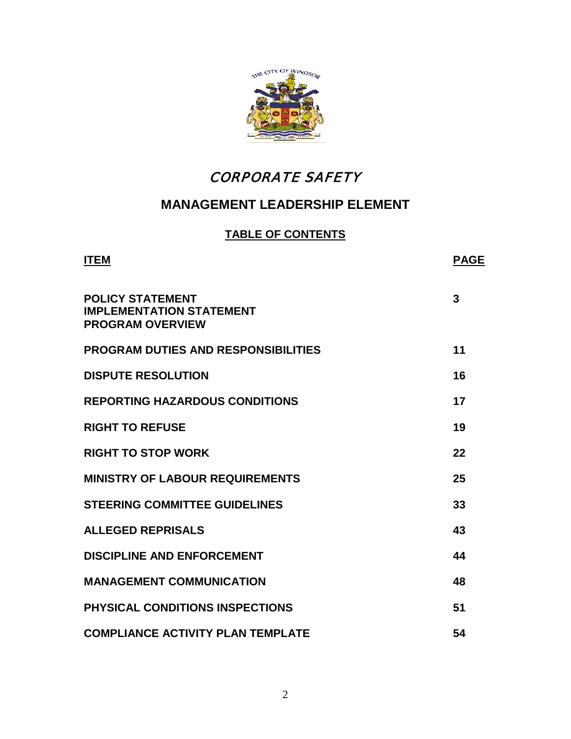# CORPORATE SAFETY

## MANAGEMENT LEADERSHIP ELEMENT

### TABLE OF CONTENTS

| ITEM | PAGE |
| --- | --- |
| POLICY STATEMENT<br>IMPLEMENTATION STATEMENT<br>PROGRAM OVERVIEW | 3 |
| PROGRAM DUTIES AND RESPONSIBILITIES | 11 |
| DISPUTE RESOLUTION | 16 |
| REPORTING HAZARDOUS CONDITIONS | 17 |
| RIGHT TO REFUSE | 19 |
| RIGHT TO STOP WORK | 22 |
| MINISTRY OF LABOUR REQUIREMENTS | 25 |
| STEERING COMMITTEE GUIDELINES | 33 |
| ALLEGED REPRISALS | 43 |
| DISCIPLINE AND ENFORCEMENT | 44 |
| MANAGEMENT COMMUNICATION | 48 |
| PHYSICAL CONDITIONS INSPECTIONS | 51 |
| COMPLIANCE ACTIVITY PLAN TEMPLATE | 54 |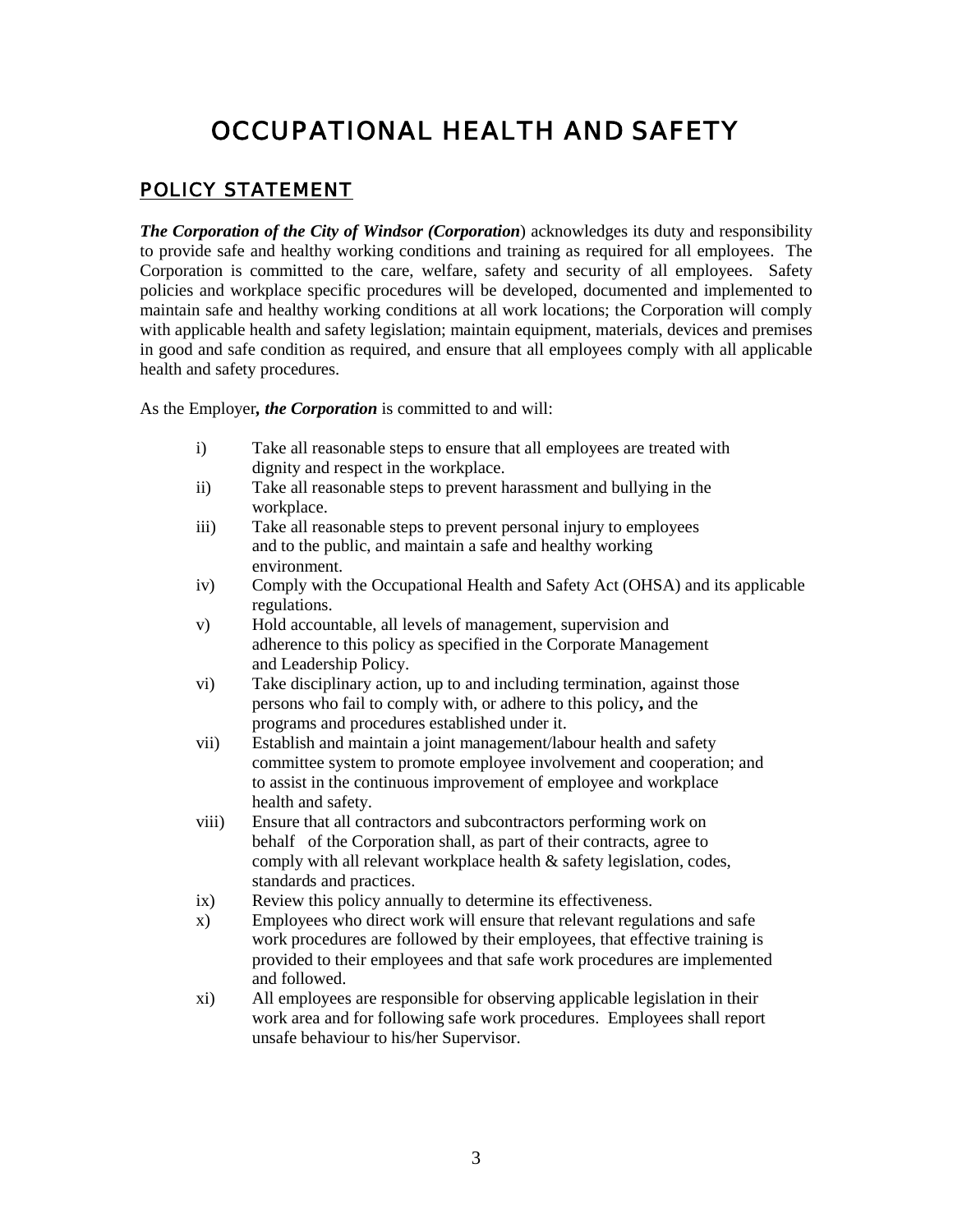# OCCUPATIONAL HEALTH AND SAFETY

## POLICY STATEMENT

***The Corporation of the City of Windsor (Corporation***) acknowledges its duty and responsibility to provide safe and healthy working conditions and training as required for all employees. The Corporation is committed to the care, welfare, safety and security of all employees. Safety policies and workplace specific procedures will be developed, documented and implemented to maintain safe and healthy working conditions at all work locations; the Corporation will comply with applicable health and safety legislation; maintain equipment, materials, devices and premises in good and safe condition as required, and ensure that all employees comply with all applicable health and safety procedures.

As the Employer***, the Corporation*** is committed to and will:

i) Take all reasonable steps to ensure that all employees are treated with dignity and respect in the workplace.
ii) Take all reasonable steps to prevent harassment and bullying in the workplace.
iii) Take all reasonable steps to prevent personal injury to employees and to the public, and maintain a safe and healthy working environment.
iv) Comply with the Occupational Health and Safety Act (OHSA) and its applicable regulations.
v) Hold accountable, all levels of management, supervision and adherence to this policy as specified in the Corporate Management and Leadership Policy.
vi) Take disciplinary action, up to and including termination, against those persons who fail to comply with, or adhere to this policy**,** and the programs and procedures established under it.
vii) Establish and maintain a joint management/labour health and safety committee system to promote employee involvement and cooperation; and to assist in the continuous improvement of employee and workplace health and safety.
viii) Ensure that all contractors and subcontractors performing work on behalf of the Corporation shall, as part of their contracts, agree to comply with all relevant workplace health & safety legislation, codes, standards and practices.
ix) Review this policy annually to determine its effectiveness.
x) Employees who direct work will ensure that relevant regulations and safe work procedures are followed by their employees, that effective training is provided to their employees and that safe work procedures are implemented and followed.
xi) All employees are responsible for observing applicable legislation in their work area and for following safe work procedures. Employees shall report unsafe behaviour to his/her Supervisor.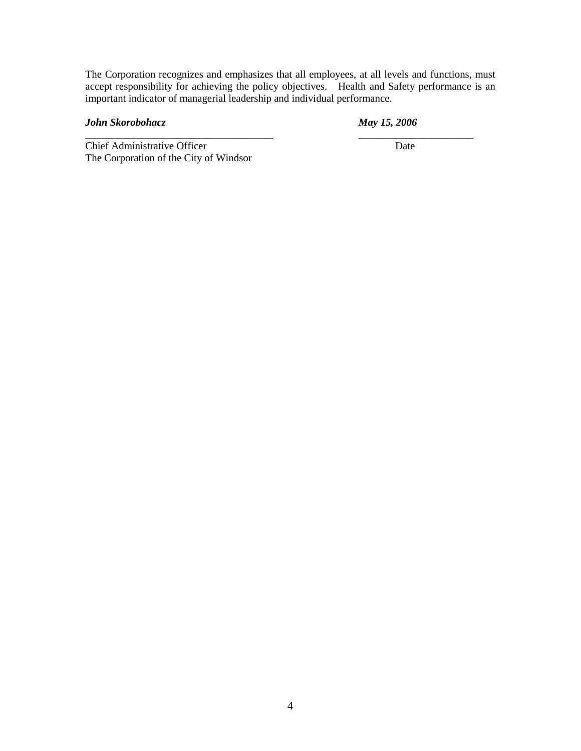The Corporation recognizes and emphasizes that all employees, at all levels and functions, must accept responsibility for achieving the policy objectives. Health and Safety performance is an important indicator of managerial leadership and individual performance.

| ***John Skorobohacz*** | ***May 15, 2006*** |
|---|---|
| Chief Administrative Officer<br>The Corporation of the City of Windsor | Date |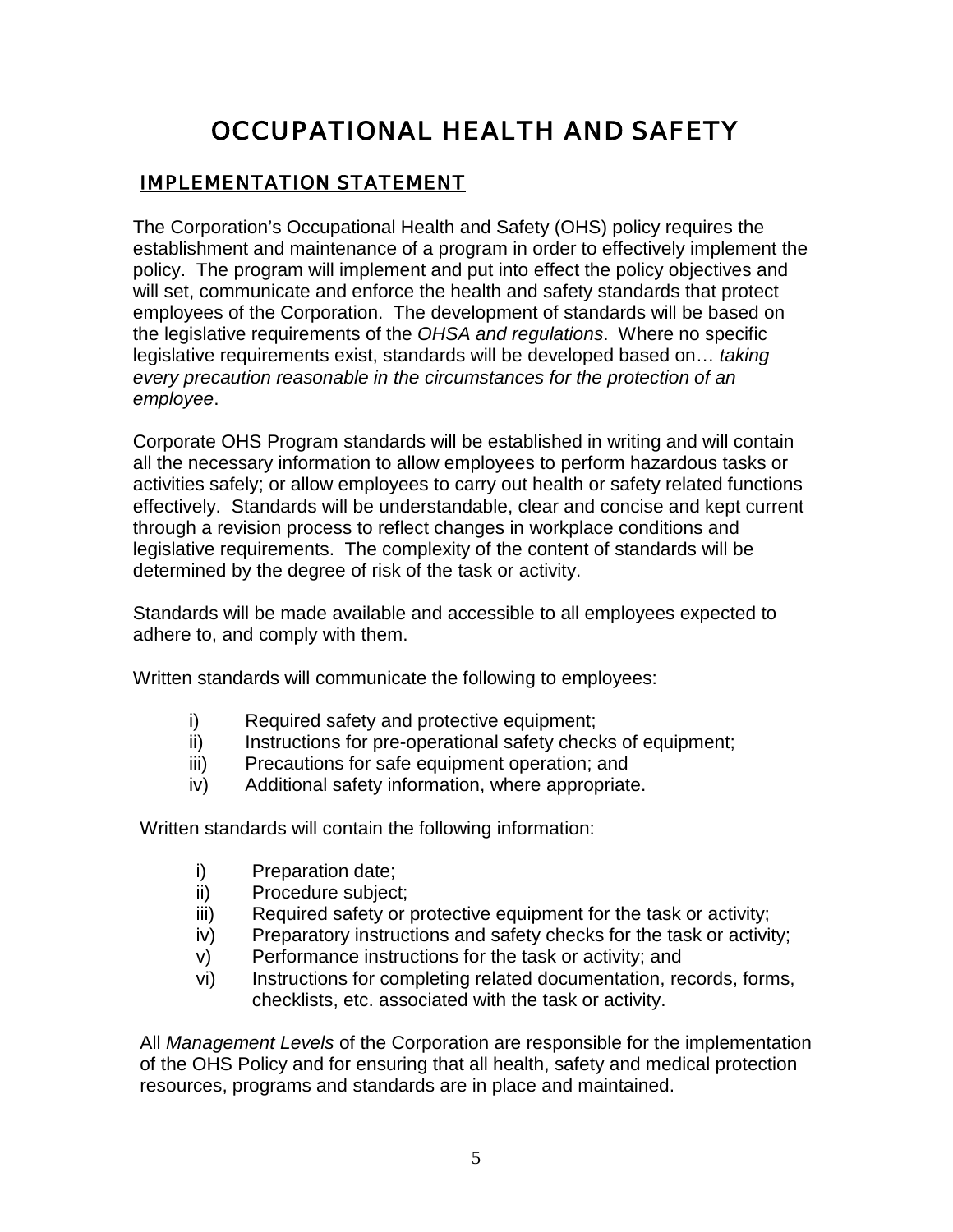# OCCUPATIONAL HEALTH AND SAFETY

## IMPLEMENTATION STATEMENT

The Corporation's Occupational Health and Safety (OHS) policy requires the establishment and maintenance of a program in order to effectively implement the policy. The program will implement and put into effect the policy objectives and will set, communicate and enforce the health and safety standards that protect employees of the Corporation. The development of standards will be based on the legislative requirements of the *OHSA and regulations*. Where no specific legislative requirements exist, standards will be developed based on… *taking every precaution reasonable in the circumstances for the protection of an employee*.

Corporate OHS Program standards will be established in writing and will contain all the necessary information to allow employees to perform hazardous tasks or activities safely; or allow employees to carry out health or safety related functions effectively. Standards will be understandable, clear and concise and kept current through a revision process to reflect changes in workplace conditions and legislative requirements. The complexity of the content of standards will be determined by the degree of risk of the task or activity.

Standards will be made available and accessible to all employees expected to adhere to, and comply with them.

Written standards will communicate the following to employees:

i) Required safety and protective equipment;
ii) Instructions for pre-operational safety checks of equipment;
iii) Precautions for safe equipment operation; and
iv) Additional safety information, where appropriate.

Written standards will contain the following information:

i) Preparation date;
ii) Procedure subject;
iii) Required safety or protective equipment for the task or activity;
iv) Preparatory instructions and safety checks for the task or activity;
v) Performance instructions for the task or activity; and
vi) Instructions for completing related documentation, records, forms, checklists, etc. associated with the task or activity.

All *Management Levels* of the Corporation are responsible for the implementation of the OHS Policy and for ensuring that all health, safety and medical protection resources, programs and standards are in place and maintained.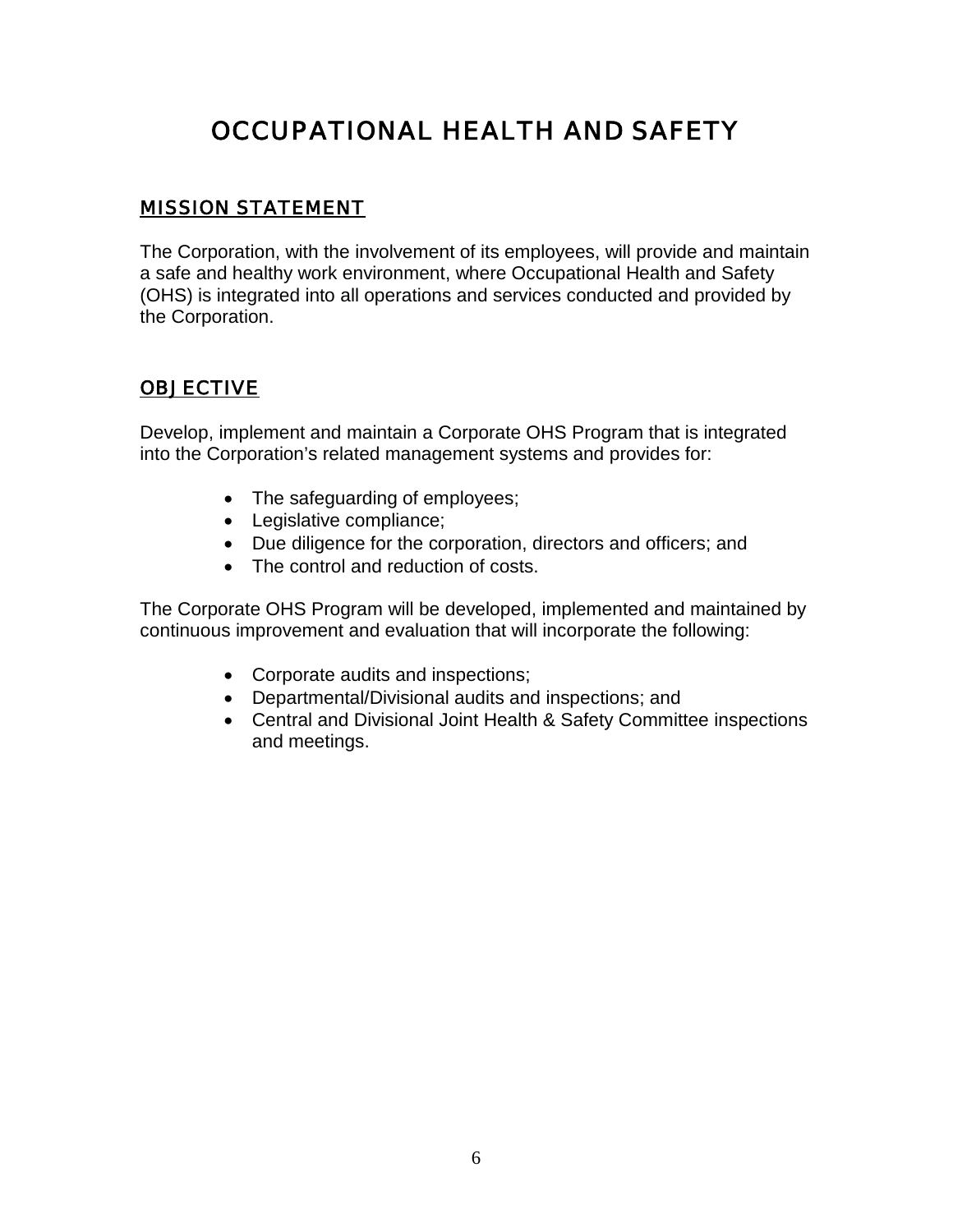# OCCUPATIONAL HEALTH AND SAFETY

## MISSION STATEMENT

The Corporation, with the involvement of its employees, will provide and maintain a safe and healthy work environment, where Occupational Health and Safety (OHS) is integrated into all operations and services conducted and provided by the Corporation.

## OBJECTIVE

Develop, implement and maintain a Corporate OHS Program that is integrated into the Corporation's related management systems and provides for:

- The safeguarding of employees;
- Legislative compliance;
- Due diligence for the corporation, directors and officers; and
- The control and reduction of costs.

The Corporate OHS Program will be developed, implemented and maintained by continuous improvement and evaluation that will incorporate the following:

- Corporate audits and inspections;
- Departmental/Divisional audits and inspections; and
- Central and Divisional Joint Health & Safety Committee inspections and meetings.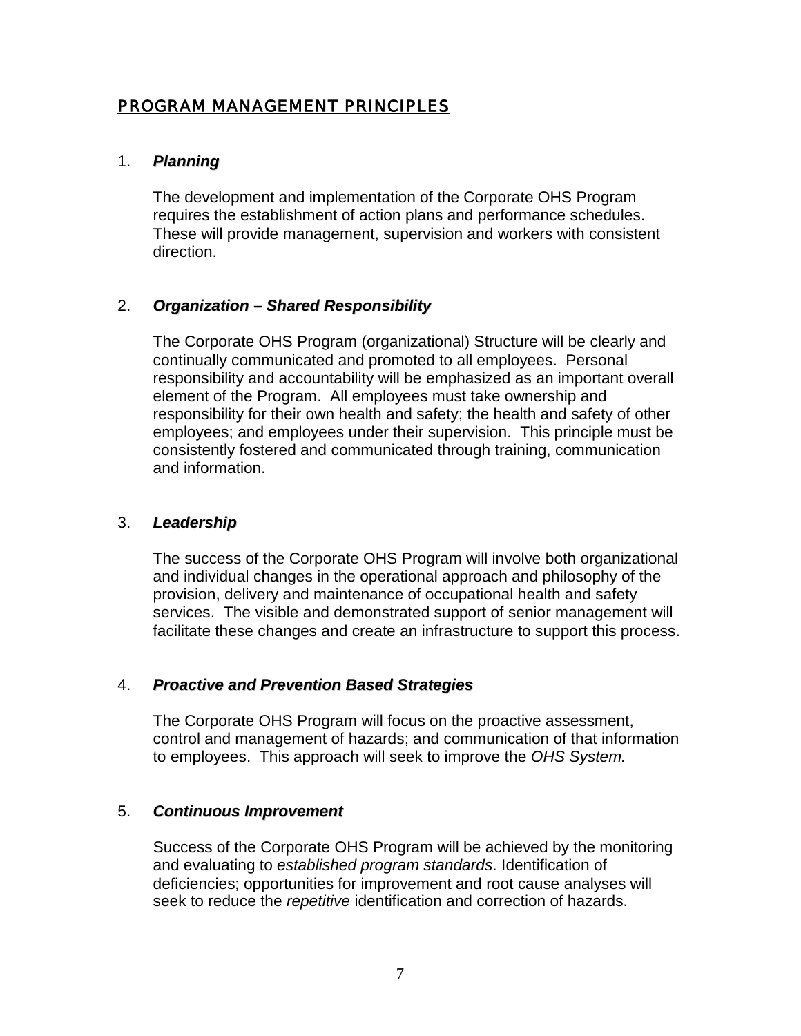## PROGRAM MANAGEMENT PRINCIPLES

1. ***Planning***

   The development and implementation of the Corporate OHS Program requires the establishment of action plans and performance schedules. These will provide management, supervision and workers with consistent direction.

2. ***Organization – Shared Responsibility***

   The Corporate OHS Program (organizational) Structure will be clearly and continually communicated and promoted to all employees. Personal responsibility and accountability will be emphasized as an important overall element of the Program. All employees must take ownership and responsibility for their own health and safety; the health and safety of other employees; and employees under their supervision. This principle must be consistently fostered and communicated through training, communication and information.

3. ***Leadership***

   The success of the Corporate OHS Program will involve both organizational and individual changes in the operational approach and philosophy of the provision, delivery and maintenance of occupational health and safety services. The visible and demonstrated support of senior management will facilitate these changes and create an infrastructure to support this process.

4. ***Proactive and Prevention Based Strategies***

   The Corporate OHS Program will focus on the proactive assessment, control and management of hazards; and communication of that information to employees. This approach will seek to improve the *OHS System.*

5. ***Continuous Improvement***

   Success of the Corporate OHS Program will be achieved by the monitoring and evaluating to *established program standards*. Identification of deficiencies; opportunities for improvement and root cause analyses will seek to reduce the *repetitive* identification and correction of hazards.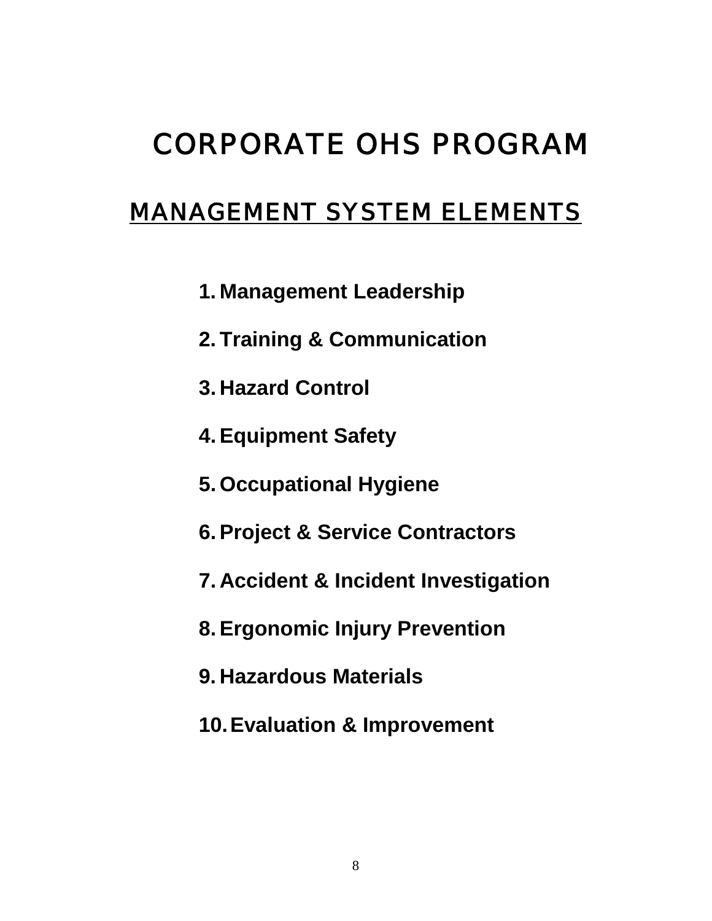# CORPORATE OHS PROGRAM

## MANAGEMENT SYSTEM ELEMENTS

1. **Management Leadership**
2. **Training & Communication**
3. **Hazard Control**
4. **Equipment Safety**
5. **Occupational Hygiene**
6. **Project & Service Contractors**
7. **Accident & Incident Investigation**
8. **Ergonomic Injury Prevention**
9. **Hazardous Materials**
10. **Evaluation & Improvement**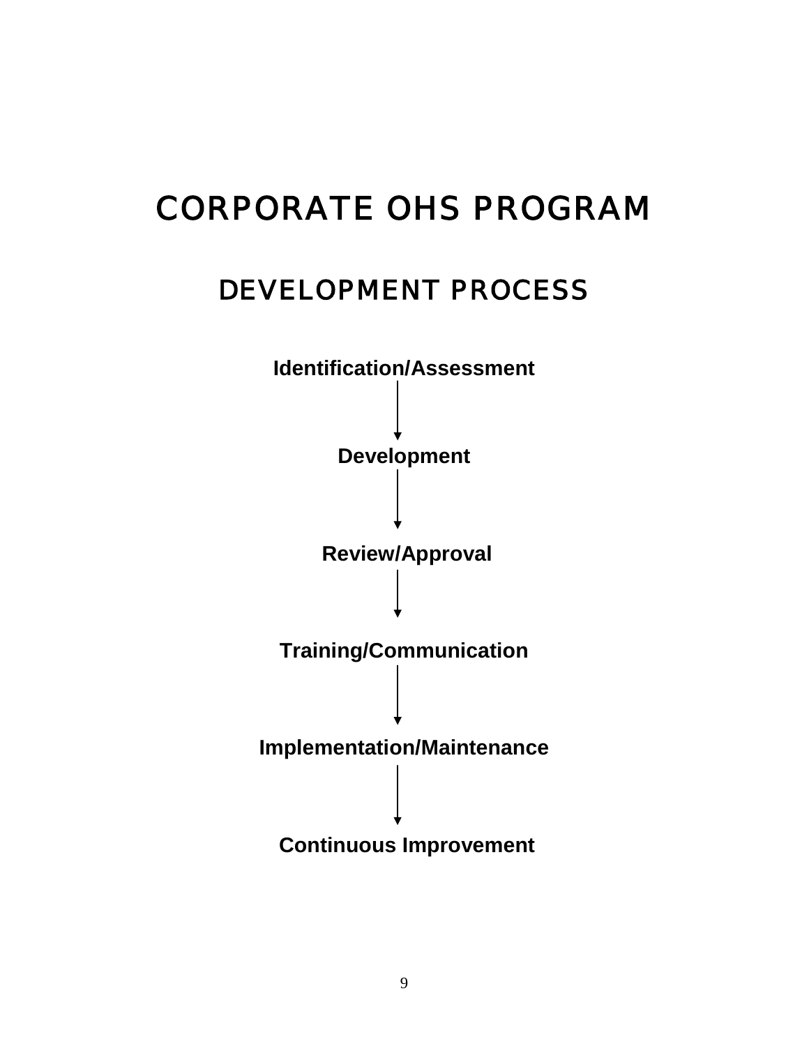# CORPORATE OHS PROGRAM

## DEVELOPMENT PROCESS

**Identification/Assessment**

↓

**Development**

↓

**Review/Approval**

↓

**Training/Communication**

↓

**Implementation/Maintenance**

↓

**Continuous Improvement**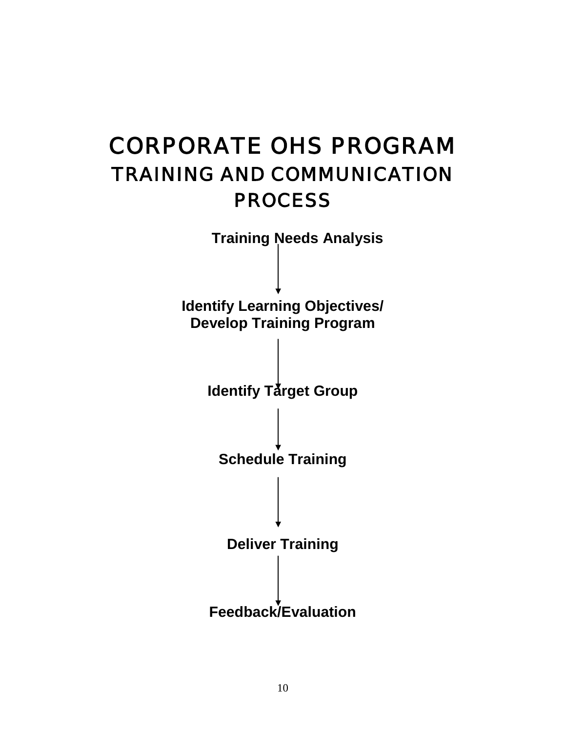# CORPORATE OHS PROGRAM

## TRAINING AND COMMUNICATION PROCESS

**Training Needs Analysis**

↓

**Identify Learning Objectives/ Develop Training Program**

↓

**Identify Target Group**

↓

**Schedule Training**

↓

**Deliver Training**

↓

**Feedback/Evaluation**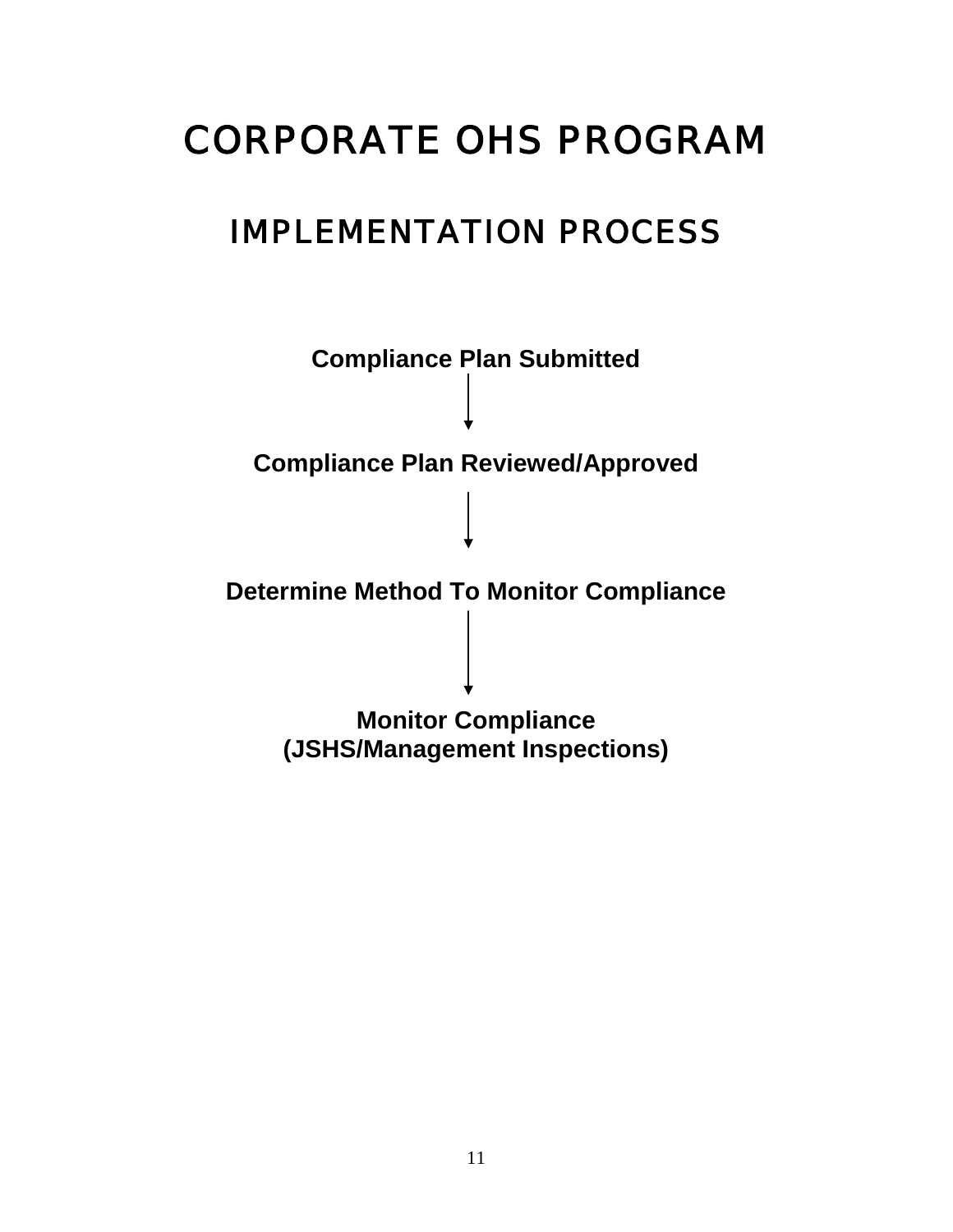# CORPORATE OHS PROGRAM

## IMPLEMENTATION PROCESS

**Compliance Plan Submitted**

↓

**Compliance Plan Reviewed/Approved**

↓

**Determine Method To Monitor Compliance**

↓

**Monitor Compliance**
**(JSHS/Management Inspections)**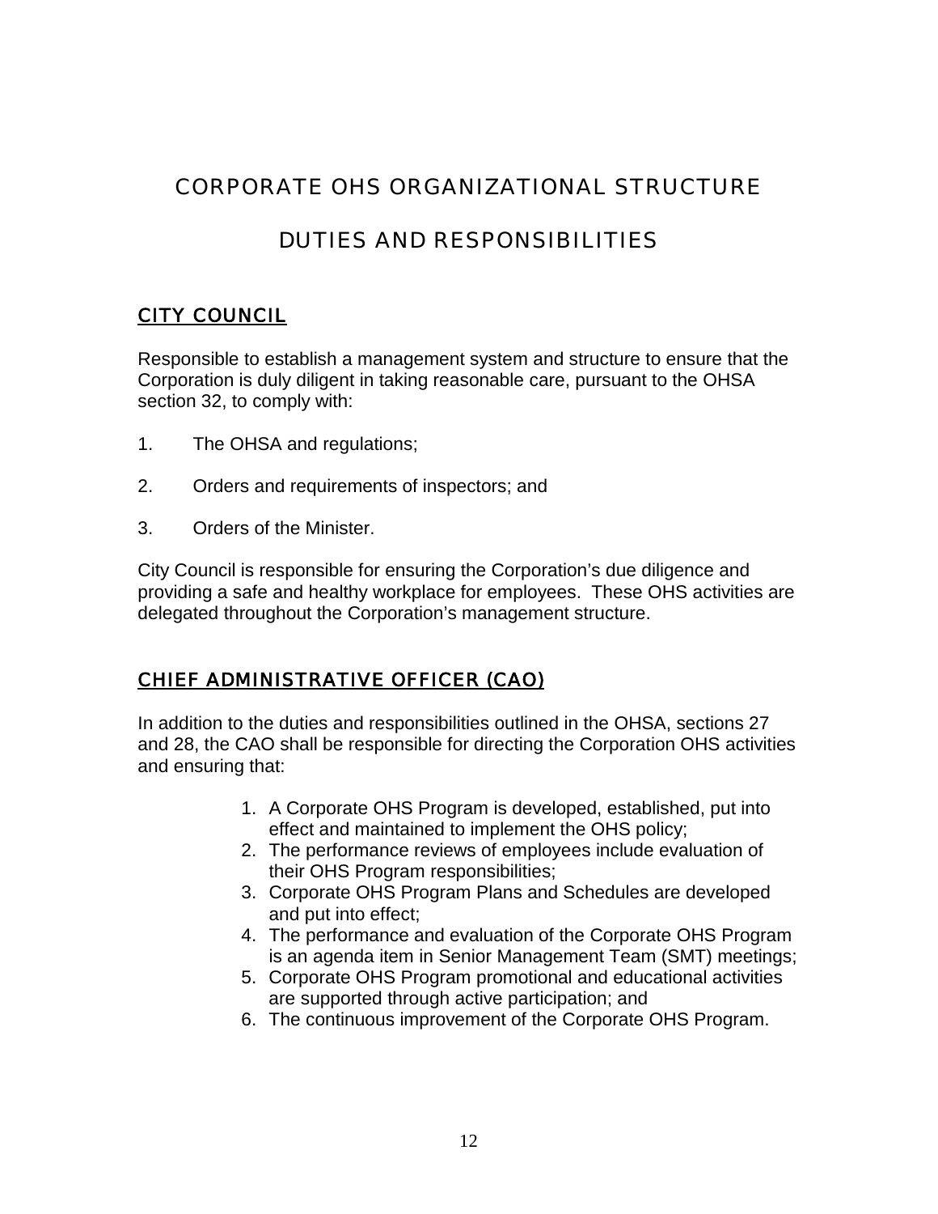# CORPORATE OHS ORGANIZATIONAL STRUCTURE

# DUTIES AND RESPONSIBILITIES

## CITY COUNCIL

Responsible to establish a management system and structure to ensure that the Corporation is duly diligent in taking reasonable care, pursuant to the OHSA section 32, to comply with:

1. The OHSA and regulations;
2. Orders and requirements of inspectors; and
3. Orders of the Minister.

City Council is responsible for ensuring the Corporation's due diligence and providing a safe and healthy workplace for employees. These OHS activities are delegated throughout the Corporation's management structure.

## CHIEF ADMINISTRATIVE OFFICER (CAO)

In addition to the duties and responsibilities outlined in the OHSA, sections 27 and 28, the CAO shall be responsible for directing the Corporation OHS activities and ensuring that:

1. A Corporate OHS Program is developed, established, put into effect and maintained to implement the OHS policy;
2. The performance reviews of employees include evaluation of their OHS Program responsibilities;
3. Corporate OHS Program Plans and Schedules are developed and put into effect;
4. The performance and evaluation of the Corporate OHS Program is an agenda item in Senior Management Team (SMT) meetings;
5. Corporate OHS Program promotional and educational activities are supported through active participation; and
6. The continuous improvement of the Corporate OHS Program.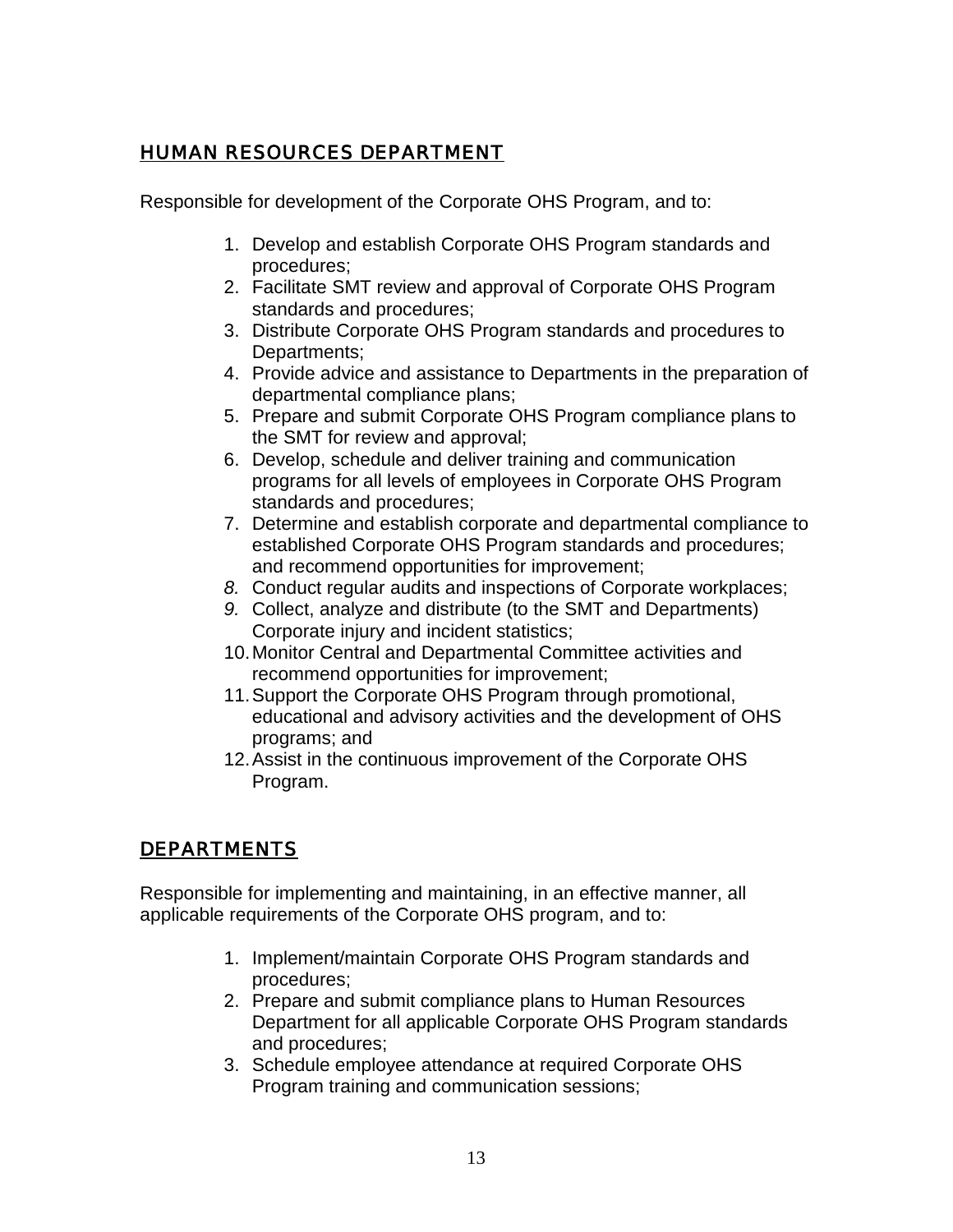## HUMAN RESOURCES DEPARTMENT

Responsible for development of the Corporate OHS Program, and to:

1. Develop and establish Corporate OHS Program standards and procedures;
2. Facilitate SMT review and approval of Corporate OHS Program standards and procedures;
3. Distribute Corporate OHS Program standards and procedures to Departments;
4. Provide advice and assistance to Departments in the preparation of departmental compliance plans;
5. Prepare and submit Corporate OHS Program compliance plans to the SMT for review and approval;
6. Develop, schedule and deliver training and communication programs for all levels of employees in Corporate OHS Program standards and procedures;
7. Determine and establish corporate and departmental compliance to established Corporate OHS Program standards and procedures; and recommend opportunities for improvement;
8. Conduct regular audits and inspections of Corporate workplaces;
9. Collect, analyze and distribute (to the SMT and Departments) Corporate injury and incident statistics;
10. Monitor Central and Departmental Committee activities and recommend opportunities for improvement;
11. Support the Corporate OHS Program through promotional, educational and advisory activities and the development of OHS programs; and
12. Assist in the continuous improvement of the Corporate OHS Program.

## DEPARTMENTS

Responsible for implementing and maintaining, in an effective manner, all applicable requirements of the Corporate OHS program, and to:

1. Implement/maintain Corporate OHS Program standards and procedures;
2. Prepare and submit compliance plans to Human Resources Department for all applicable Corporate OHS Program standards and procedures;
3. Schedule employee attendance at required Corporate OHS Program training and communication sessions;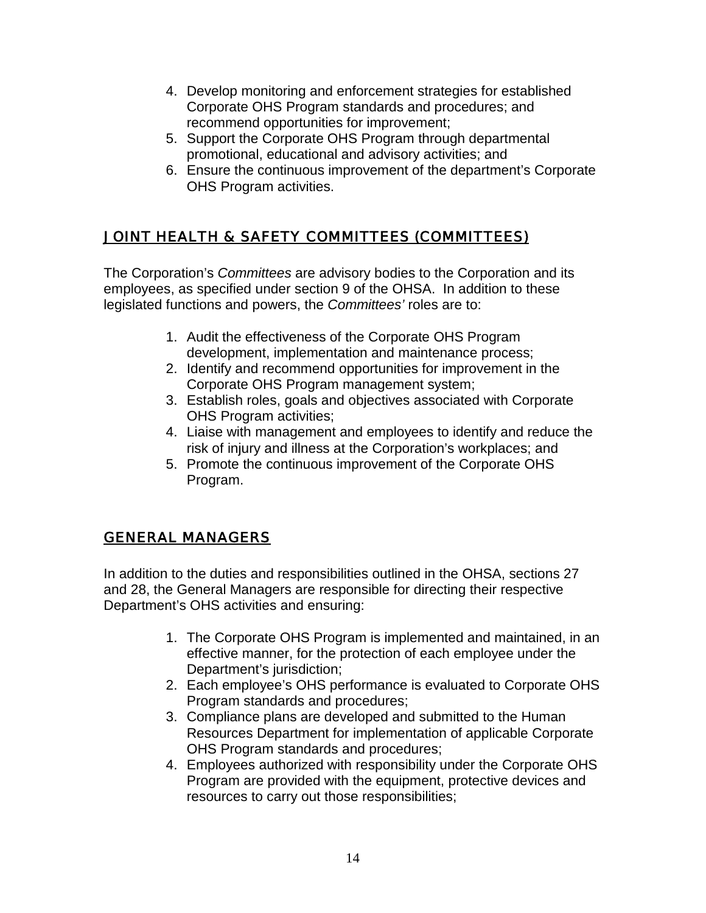4. Develop monitoring and enforcement strategies for established Corporate OHS Program standards and procedures; and recommend opportunities for improvement;
5. Support the Corporate OHS Program through departmental promotional, educational and advisory activities; and
6. Ensure the continuous improvement of the department's Corporate OHS Program activities.

## JOINT HEALTH & SAFETY COMMITTEES (COMMITTEES)

The Corporation's *Committees* are advisory bodies to the Corporation and its employees, as specified under section 9 of the OHSA. In addition to these legislated functions and powers, the *Committees'* roles are to:

1. Audit the effectiveness of the Corporate OHS Program development, implementation and maintenance process;
2. Identify and recommend opportunities for improvement in the Corporate OHS Program management system;
3. Establish roles, goals and objectives associated with Corporate OHS Program activities;
4. Liaise with management and employees to identify and reduce the risk of injury and illness at the Corporation's workplaces; and
5. Promote the continuous improvement of the Corporate OHS Program.

## GENERAL MANAGERS

In addition to the duties and responsibilities outlined in the OHSA, sections 27 and 28, the General Managers are responsible for directing their respective Department's OHS activities and ensuring:

1. The Corporate OHS Program is implemented and maintained, in an effective manner, for the protection of each employee under the Department's jurisdiction;
2. Each employee's OHS performance is evaluated to Corporate OHS Program standards and procedures;
3. Compliance plans are developed and submitted to the Human Resources Department for implementation of applicable Corporate OHS Program standards and procedures;
4. Employees authorized with responsibility under the Corporate OHS Program are provided with the equipment, protective devices and resources to carry out those responsibilities;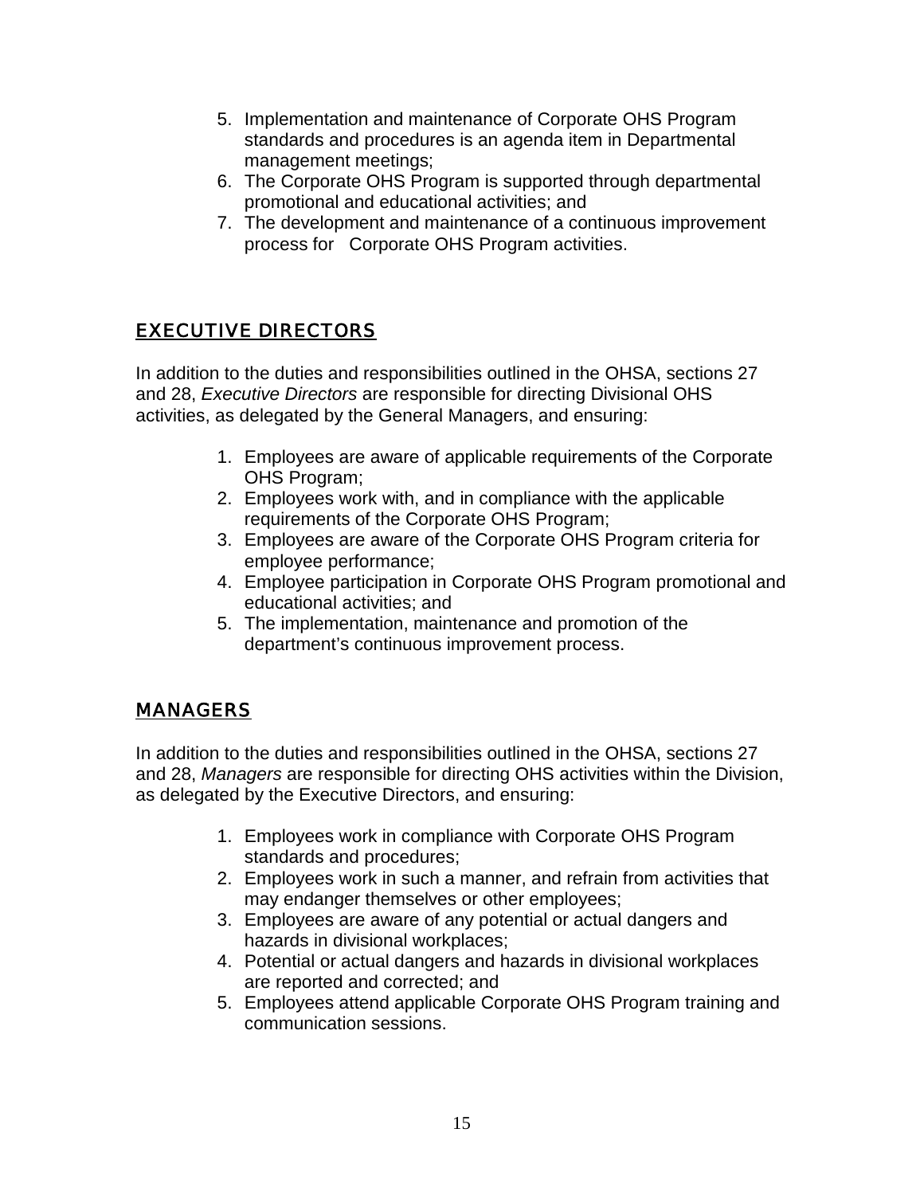5. Implementation and maintenance of Corporate OHS Program standards and procedures is an agenda item in Departmental management meetings;
6. The Corporate OHS Program is supported through departmental promotional and educational activities; and
7. The development and maintenance of a continuous improvement process for Corporate OHS Program activities.

## EXECUTIVE DIRECTORS

In addition to the duties and responsibilities outlined in the OHSA, sections 27 and 28, *Executive Directors* are responsible for directing Divisional OHS activities, as delegated by the General Managers, and ensuring:

1. Employees are aware of applicable requirements of the Corporate OHS Program;
2. Employees work with, and in compliance with the applicable requirements of the Corporate OHS Program;
3. Employees are aware of the Corporate OHS Program criteria for employee performance;
4. Employee participation in Corporate OHS Program promotional and educational activities; and
5. The implementation, maintenance and promotion of the department's continuous improvement process.

## MANAGERS

In addition to the duties and responsibilities outlined in the OHSA, sections 27 and 28, *Managers* are responsible for directing OHS activities within the Division, as delegated by the Executive Directors, and ensuring:

1. Employees work in compliance with Corporate OHS Program standards and procedures;
2. Employees work in such a manner, and refrain from activities that may endanger themselves or other employees;
3. Employees are aware of any potential or actual dangers and hazards in divisional workplaces;
4. Potential or actual dangers and hazards in divisional workplaces are reported and corrected; and
5. Employees attend applicable Corporate OHS Program training and communication sessions.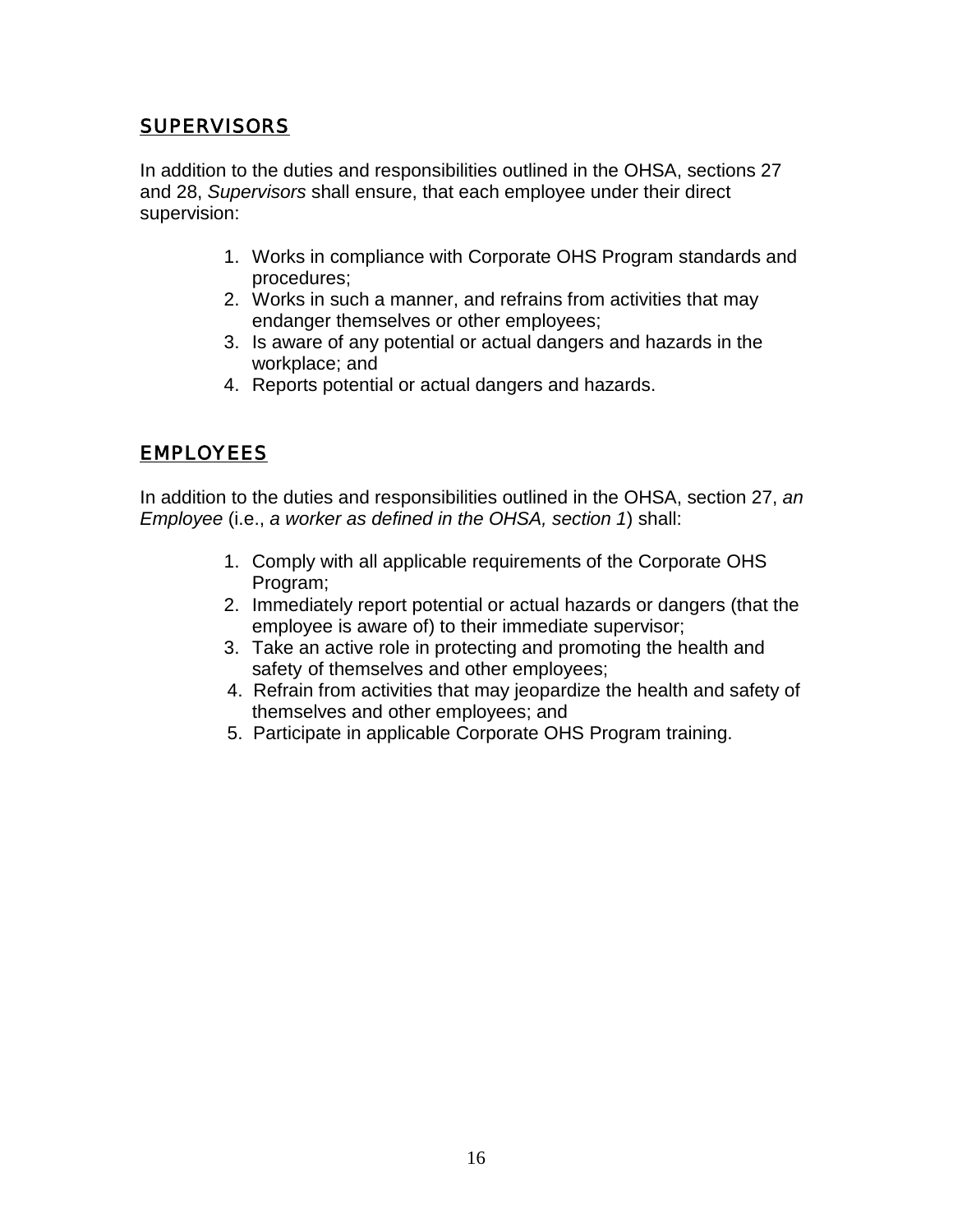## SUPERVISORS

In addition to the duties and responsibilities outlined in the OHSA, sections 27 and 28, *Supervisors* shall ensure, that each employee under their direct supervision:

1. Works in compliance with Corporate OHS Program standards and procedures;
2. Works in such a manner, and refrains from activities that may endanger themselves or other employees;
3. Is aware of any potential or actual dangers and hazards in the workplace; and
4. Reports potential or actual dangers and hazards.

## EMPLOYEES

In addition to the duties and responsibilities outlined in the OHSA, section 27, *an Employee* (i.e., *a worker as defined in the OHSA, section 1*) shall:

1. Comply with all applicable requirements of the Corporate OHS Program;
2. Immediately report potential or actual hazards or dangers (that the employee is aware of) to their immediate supervisor;
3. Take an active role in protecting and promoting the health and safety of themselves and other employees;
4. Refrain from activities that may jeopardize the health and safety of themselves and other employees; and
5. Participate in applicable Corporate OHS Program training.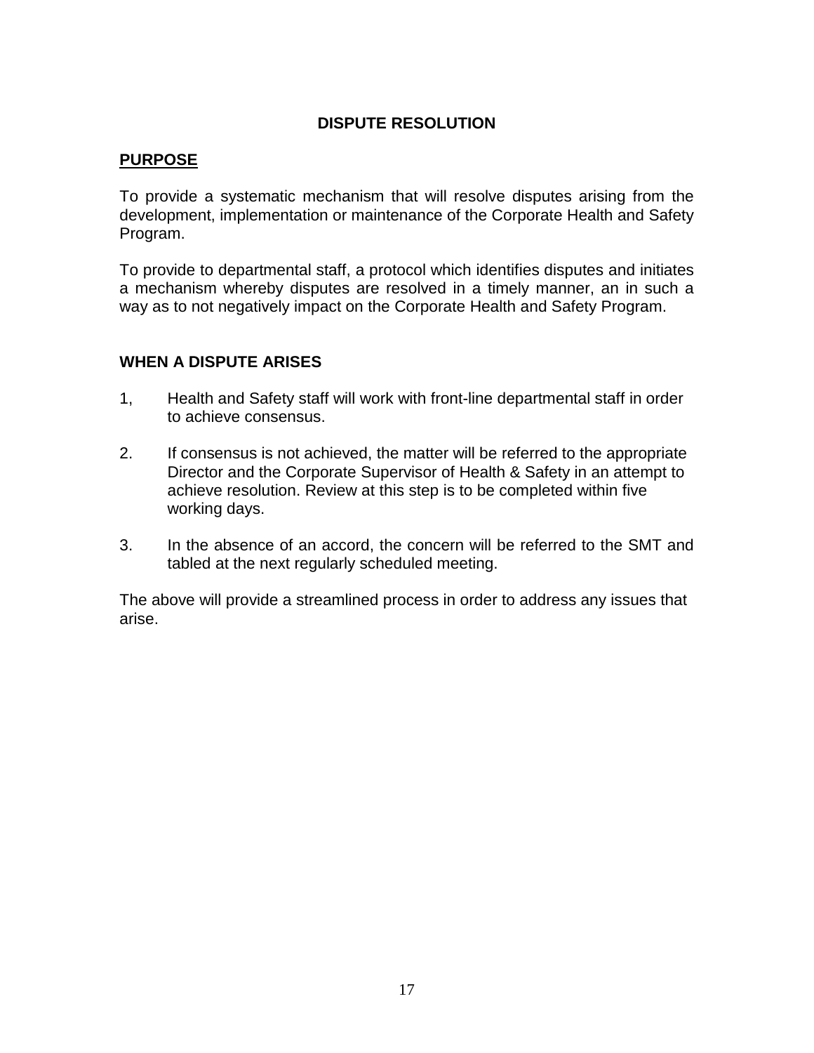## DISPUTE RESOLUTION

### PURPOSE

To provide a systematic mechanism that will resolve disputes arising from the development, implementation or maintenance of the Corporate Health and Safety Program.

To provide to departmental staff, a protocol which identifies disputes and initiates a mechanism whereby disputes are resolved in a timely manner, an in such a way as to not negatively impact on the Corporate Health and Safety Program.

### WHEN A DISPUTE ARISES

1, Health and Safety staff will work with front-line departmental staff in order to achieve consensus.

2. If consensus is not achieved, the matter will be referred to the appropriate Director and the Corporate Supervisor of Health & Safety in an attempt to achieve resolution. Review at this step is to be completed within five working days.

3. In the absence of an accord, the concern will be referred to the SMT and tabled at the next regularly scheduled meeting.

The above will provide a streamlined process in order to address any issues that arise.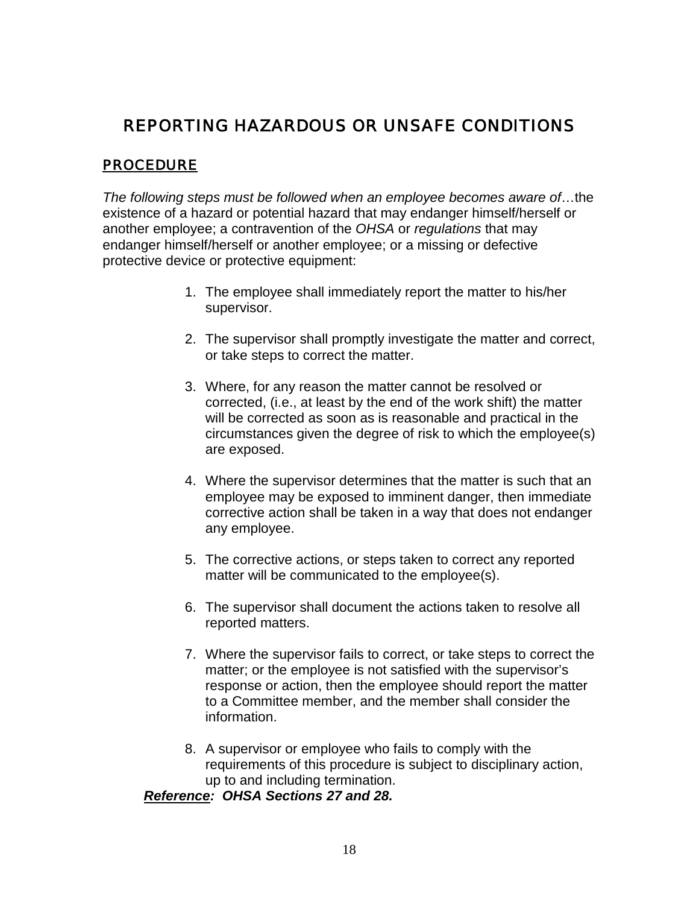# REPORTING HAZARDOUS OR UNSAFE CONDITIONS

## PROCEDURE

*The following steps must be followed when an employee becomes aware of*…the existence of a hazard or potential hazard that may endanger himself/herself or another employee; a contravention of the *OHSA* or *regulations* that may endanger himself/herself or another employee; or a missing or defective protective device or protective equipment:

1. The employee shall immediately report the matter to his/her supervisor.

2. The supervisor shall promptly investigate the matter and correct, or take steps to correct the matter.

3. Where, for any reason the matter cannot be resolved or corrected, (i.e., at least by the end of the work shift) the matter will be corrected as soon as is reasonable and practical in the circumstances given the degree of risk to which the employee(s) are exposed.

4. Where the supervisor determines that the matter is such that an employee may be exposed to imminent danger, then immediate corrective action shall be taken in a way that does not endanger any employee.

5. The corrective actions, or steps taken to correct any reported matter will be communicated to the employee(s).

6. The supervisor shall document the actions taken to resolve all reported matters.

7. Where the supervisor fails to correct, or take steps to correct the matter; or the employee is not satisfied with the supervisor's response or action, then the employee should report the matter to a Committee member, and the member shall consider the information.

8. A supervisor or employee who fails to comply with the requirements of this procedure is subject to disciplinary action, up to and including termination.

***Reference:* OHSA Sections 27 and 28.**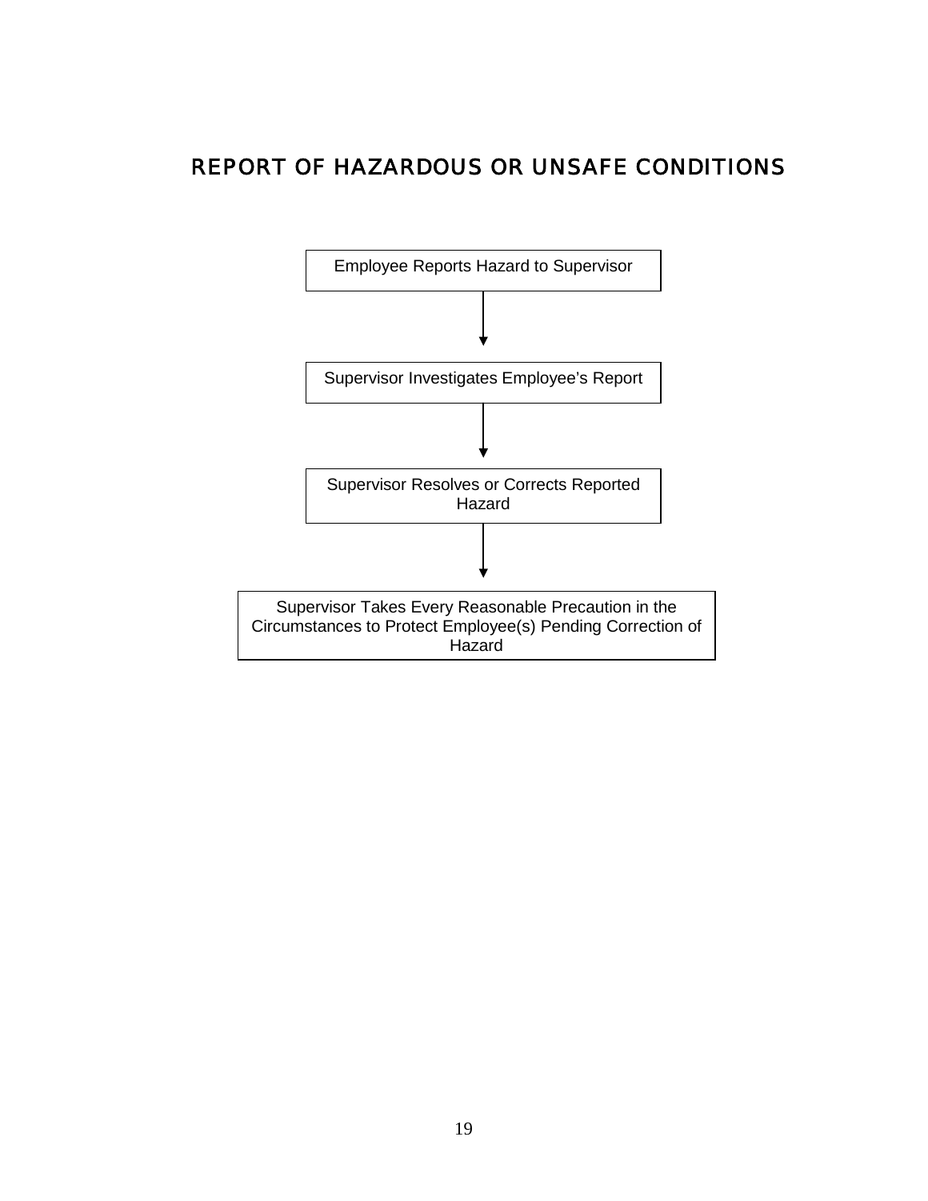# REPORT OF HAZARDOUS OR UNSAFE CONDITIONS

Employee Reports Hazard to Supervisor

↓

Supervisor Investigates Employee's Report

↓

Supervisor Resolves or Corrects Reported Hazard

↓

Supervisor Takes Every Reasonable Precaution in the Circumstances to Protect Employee(s) Pending Correction of Hazard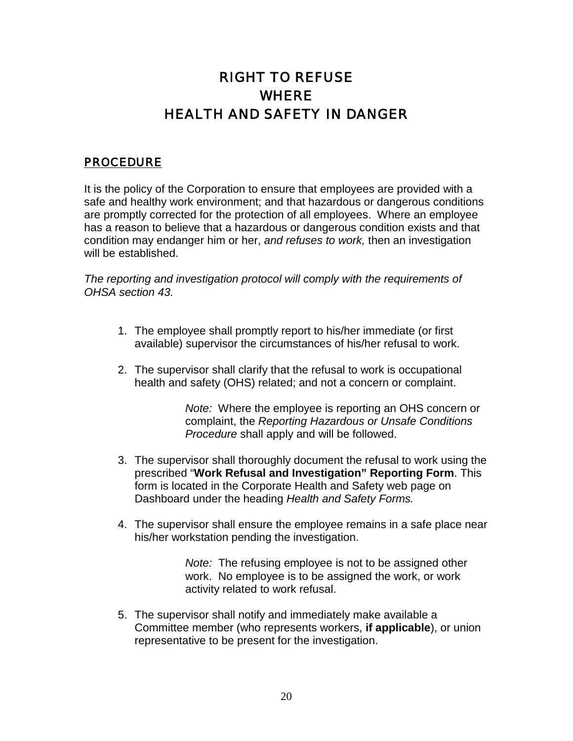# RIGHT TO REFUSE WHERE HEALTH AND SAFETY IN DANGER

## PROCEDURE

It is the policy of the Corporation to ensure that employees are provided with a safe and healthy work environment; and that hazardous or dangerous conditions are promptly corrected for the protection of all employees. Where an employee has a reason to believe that a hazardous or dangerous condition exists and that condition may endanger him or her, *and refuses to work,* then an investigation will be established.

*The reporting and investigation protocol will comply with the requirements of OHSA section 43.*

1. The employee shall promptly report to his/her immediate (or first available) supervisor the circumstances of his/her refusal to work.

2. The supervisor shall clarify that the refusal to work is occupational health and safety (OHS) related; and not a concern or complaint.

   > *Note:* Where the employee is reporting an OHS concern or complaint, the *Reporting Hazardous or Unsafe Conditions Procedure* shall apply and will be followed.

3. The supervisor shall thoroughly document the refusal to work using the prescribed "**Work Refusal and Investigation" Reporting Form**. This form is located in the Corporate Health and Safety web page on Dashboard under the heading *Health and Safety Forms.*

4. The supervisor shall ensure the employee remains in a safe place near his/her workstation pending the investigation.

   > *Note:* The refusing employee is not to be assigned other work. No employee is to be assigned the work, or work activity related to work refusal.

5. The supervisor shall notify and immediately make available a Committee member (who represents workers, **if applicable**), or union representative to be present for the investigation.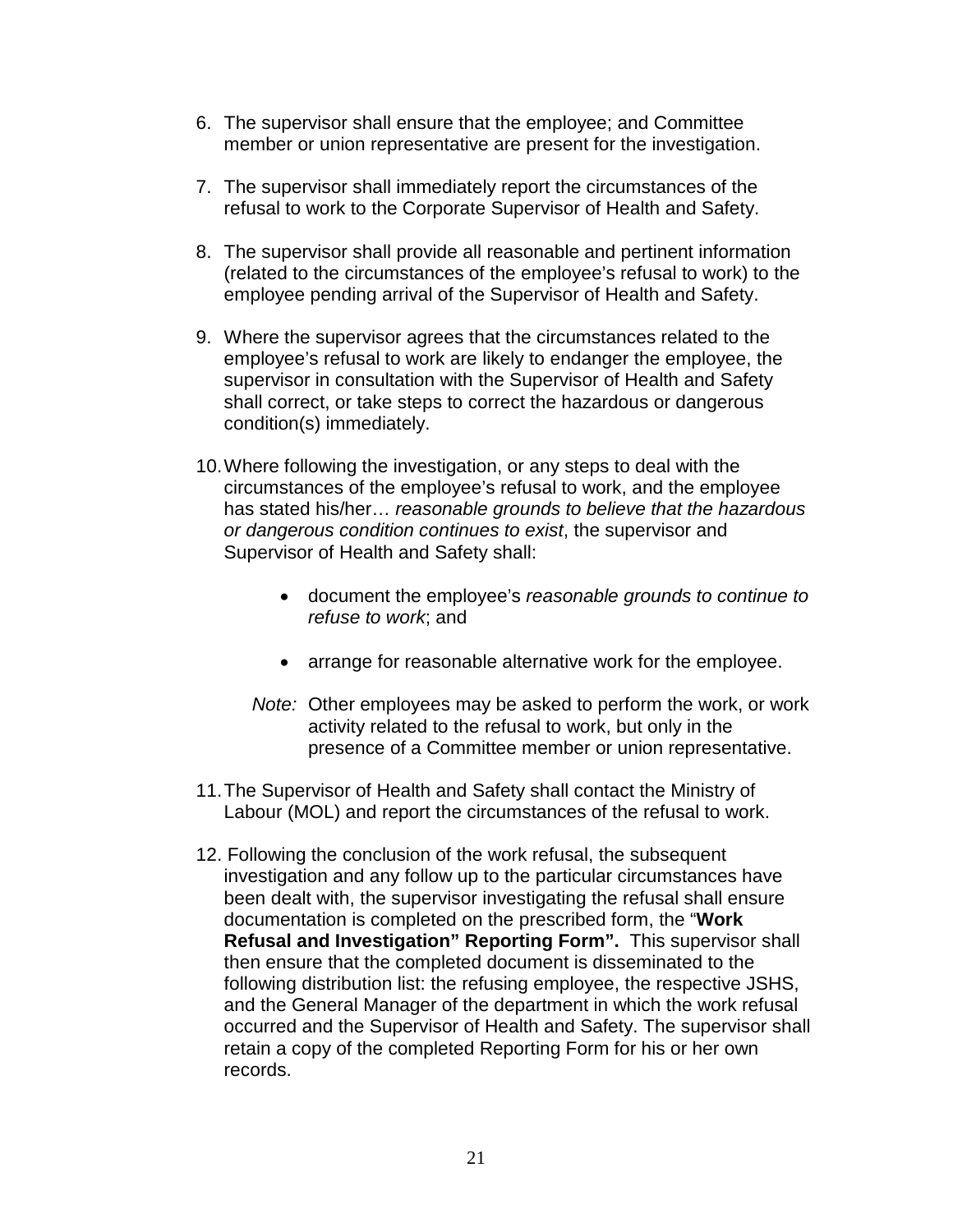6. The supervisor shall ensure that the employee; and Committee member or union representative are present for the investigation.

7. The supervisor shall immediately report the circumstances of the refusal to work to the Corporate Supervisor of Health and Safety.

8. The supervisor shall provide all reasonable and pertinent information (related to the circumstances of the employee's refusal to work) to the employee pending arrival of the Supervisor of Health and Safety.

9. Where the supervisor agrees that the circumstances related to the employee's refusal to work are likely to endanger the employee, the supervisor in consultation with the Supervisor of Health and Safety shall correct, or take steps to correct the hazardous or dangerous condition(s) immediately.

10. Where following the investigation, or any steps to deal with the circumstances of the employee's refusal to work, and the employee has stated his/her… *reasonable grounds to believe that the hazardous or dangerous condition continues to exist*, the supervisor and Supervisor of Health and Safety shall:

    - document the employee's *reasonable grounds to continue to refuse to work*; and

    - arrange for reasonable alternative work for the employee.

    *Note:* Other employees may be asked to perform the work, or work activity related to the refusal to work, but only in the presence of a Committee member or union representative.

11. The Supervisor of Health and Safety shall contact the Ministry of Labour (MOL) and report the circumstances of the refusal to work.

12. Following the conclusion of the work refusal, the subsequent investigation and any follow up to the particular circumstances have been dealt with, the supervisor investigating the refusal shall ensure documentation is completed on the prescribed form, the "**Work Refusal and Investigation" Reporting Form".** This supervisor shall then ensure that the completed document is disseminated to the following distribution list: the refusing employee, the respective JSHS, and the General Manager of the department in which the work refusal occurred and the Supervisor of Health and Safety. The supervisor shall retain a copy of the completed Reporting Form for his or her own records.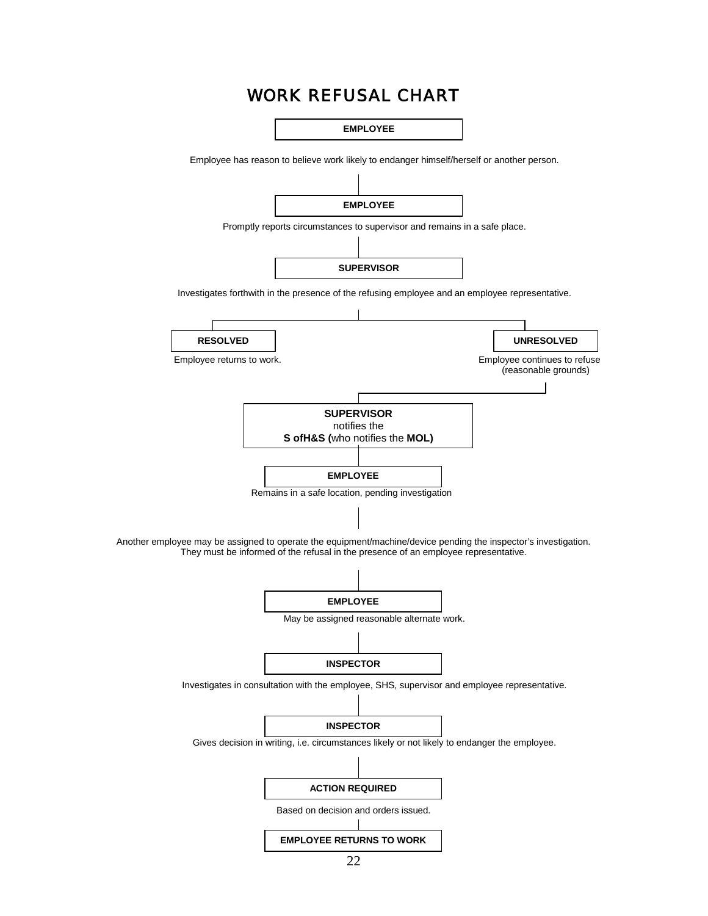# WORK REFUSAL CHART

**EMPLOYEE**

Employee has reason to believe work likely to endanger himself/herself or another person.

**EMPLOYEE**

Promptly reports circumstances to supervisor and remains in a safe place.

**SUPERVISOR**

Investigates forthwith in the presence of the refusing employee and an employee representative.

**RESOLVED**

Employee returns to work.

**UNRESOLVED**

Employee continues to refuse (reasonable grounds)

**SUPERVISOR** notifies the **S ofH&S (**who notifies the **MOL)**

**EMPLOYEE**

Remains in a safe location, pending investigation

Another employee may be assigned to operate the equipment/machine/device pending the inspector's investigation. They must be informed of the refusal in the presence of an employee representative.

**EMPLOYEE**

May be assigned reasonable alternate work.

**INSPECTOR**

Investigates in consultation with the employee, SHS, supervisor and employee representative.

**INSPECTOR**

Gives decision in writing, i.e. circumstances likely or not likely to endanger the employee.

**ACTION REQUIRED**

Based on decision and orders issued.

**EMPLOYEE RETURNS TO WORK**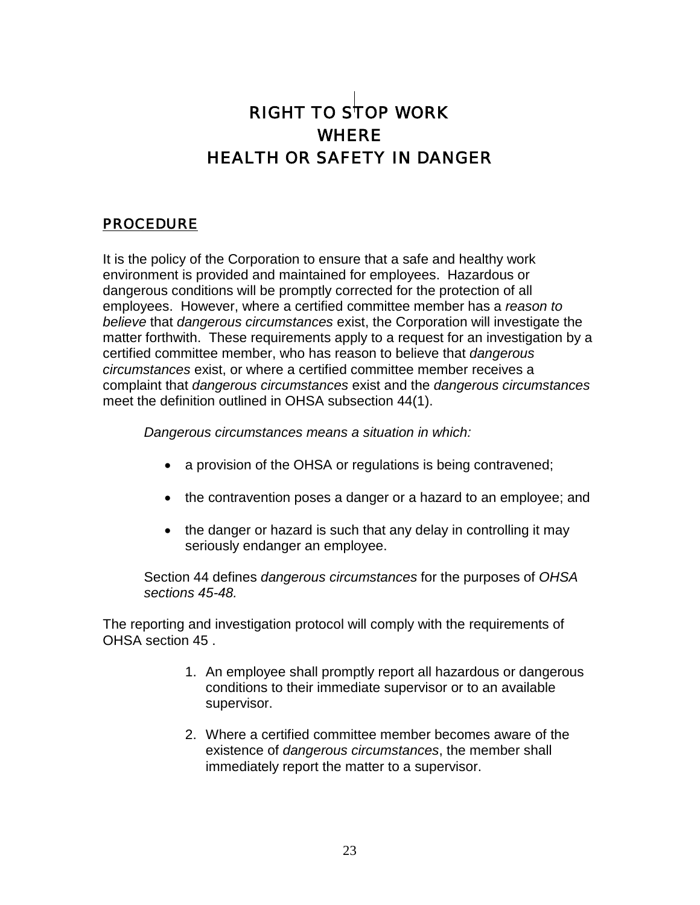# RIGHT TO STOP WORK WHERE HEALTH OR SAFETY IN DANGER

## PROCEDURE

It is the policy of the Corporation to ensure that a safe and healthy work environment is provided and maintained for employees. Hazardous or dangerous conditions will be promptly corrected for the protection of all employees. However, where a certified committee member has a *reason to believe* that *dangerous circumstances* exist, the Corporation will investigate the matter forthwith. These requirements apply to a request for an investigation by a certified committee member, who has reason to believe that *dangerous circumstances* exist, or where a certified committee member receives a complaint that *dangerous circumstances* exist and the *dangerous circumstances* meet the definition outlined in OHSA subsection 44(1).

> *Dangerous circumstances means a situation in which:*
>
> - a provision of the OHSA or regulations is being contravened;
> - the contravention poses a danger or a hazard to an employee; and
> - the danger or hazard is such that any delay in controlling it may seriously endanger an employee.
>
> Section 44 defines *dangerous circumstances* for the purposes of *OHSA sections 45-48.*

The reporting and investigation protocol will comply with the requirements of OHSA section 45 .

1. An employee shall promptly report all hazardous or dangerous conditions to their immediate supervisor or to an available supervisor.
2. Where a certified committee member becomes aware of the existence of *dangerous circumstances*, the member shall immediately report the matter to a supervisor.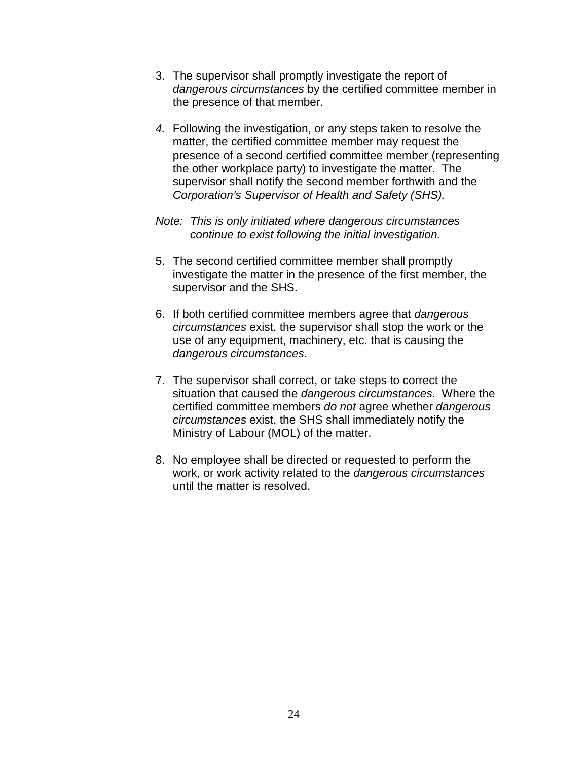3. The supervisor shall promptly investigate the report of *dangerous circumstances* by the certified committee member in the presence of that member.

4. Following the investigation, or any steps taken to resolve the matter, the certified committee member may request the presence of a second certified committee member (representing the other workplace party) to investigate the matter. The supervisor shall notify the second member forthwith <u>and</u> the *Corporation's Supervisor of Health and Safety (SHS).*

*Note: This is only initiated where dangerous circumstances continue to exist following the initial investigation.*

5. The second certified committee member shall promptly investigate the matter in the presence of the first member, the supervisor and the SHS.

6. If both certified committee members agree that *dangerous circumstances* exist, the supervisor shall stop the work or the use of any equipment, machinery, etc. that is causing the *dangerous circumstances*.

7. The supervisor shall correct, or take steps to correct the situation that caused the *dangerous circumstances*. Where the certified committee members *do not* agree whether *dangerous circumstances* exist, the SHS shall immediately notify the Ministry of Labour (MOL) of the matter.

8. No employee shall be directed or requested to perform the work, or work activity related to the *dangerous circumstances* until the matter is resolved.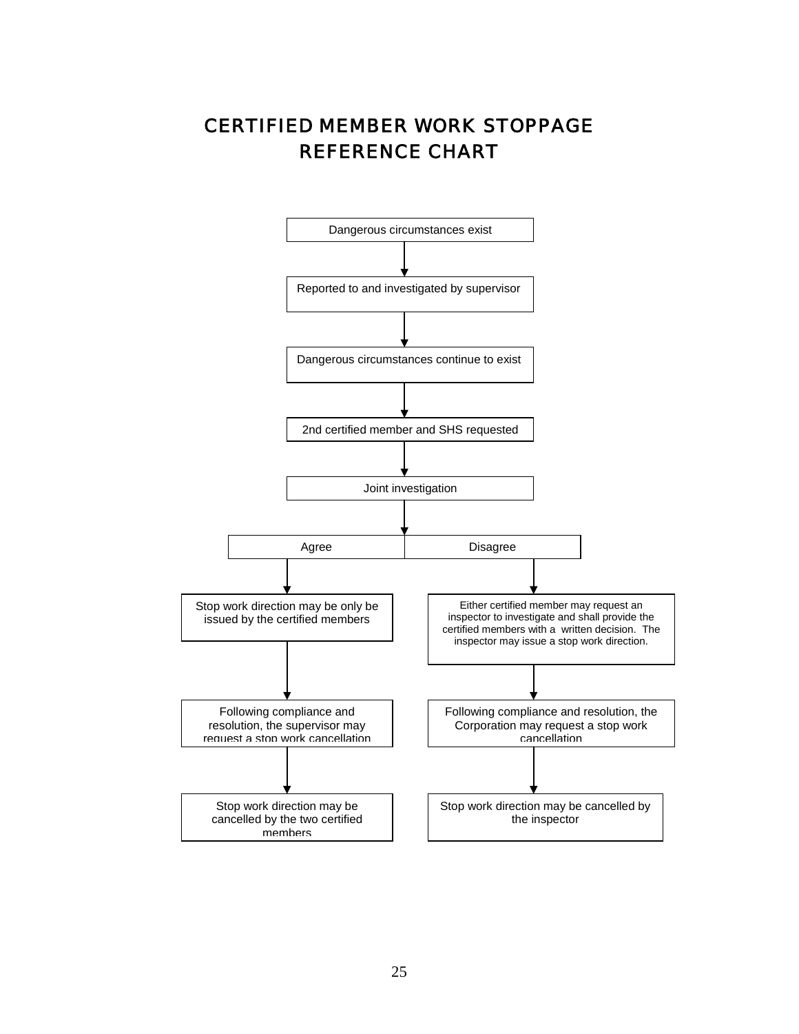# CERTIFIED MEMBER WORK STOPPAGE REFERENCE CHART

Dangerous circumstances exist

↓

Reported to and investigated by supervisor

↓

Dangerous circumstances continue to exist

↓

2nd certified member and SHS requested

↓

Joint investigation

↓

| Agree | Disagree |
|---|---|
| Stop work direction may be only be issued by the certified members | Either certified member may request an inspector to investigate and shall provide the certified members with a written decision. The inspector may issue a stop work direction. |
| ↓ | ↓ |
| Following compliance and resolution, the supervisor may request a stop work cancellation | Following compliance and resolution, the Corporation may request a stop work cancellation |
| ↓ | ↓ |
| Stop work direction may be cancelled by the two certified members | Stop work direction may be cancelled by the inspector |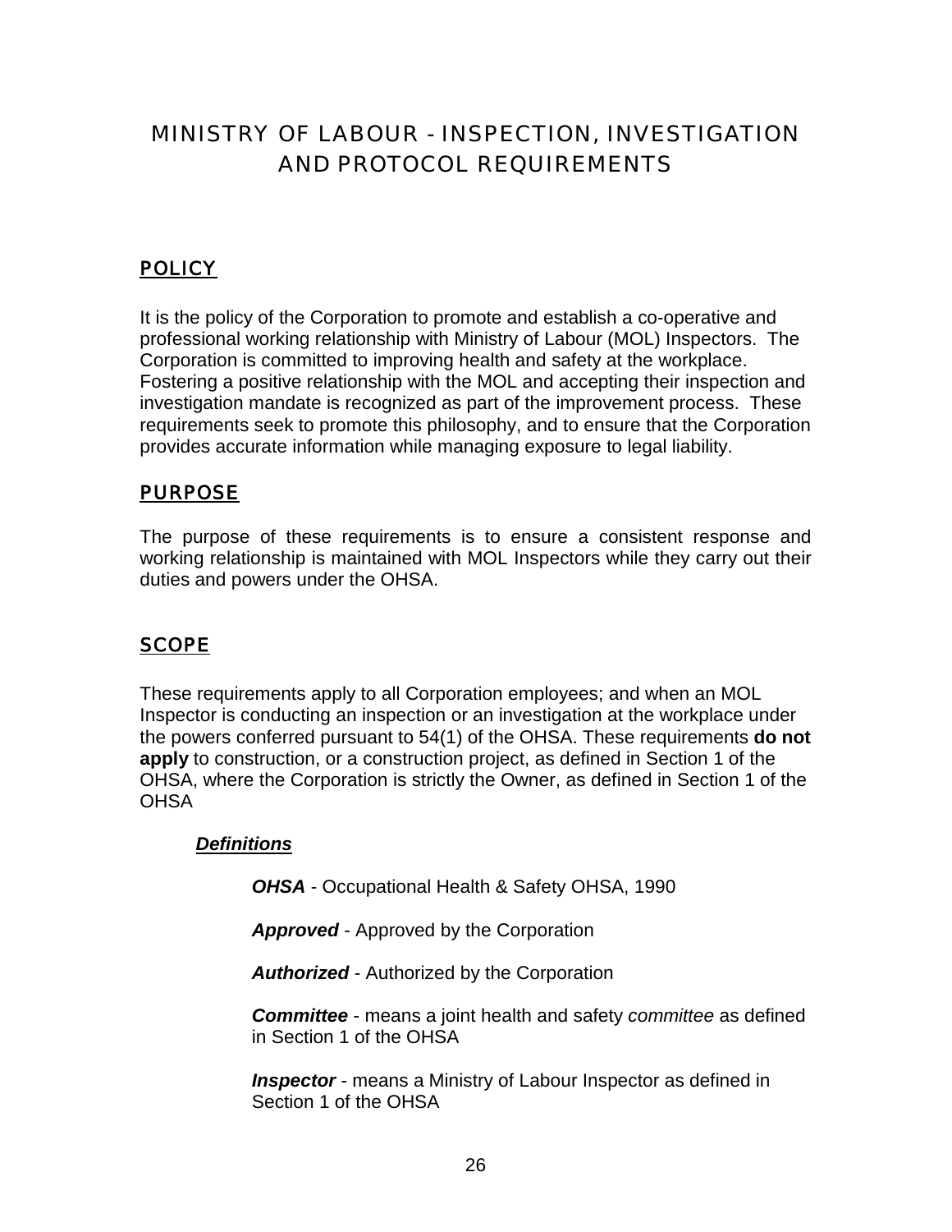# MINISTRY OF LABOUR - INSPECTION, INVESTIGATION AND PROTOCOL REQUIREMENTS

## POLICY

It is the policy of the Corporation to promote and establish a co-operative and professional working relationship with Ministry of Labour (MOL) Inspectors. The Corporation is committed to improving health and safety at the workplace. Fostering a positive relationship with the MOL and accepting their inspection and investigation mandate is recognized as part of the improvement process. These requirements seek to promote this philosophy, and to ensure that the Corporation provides accurate information while managing exposure to legal liability.

## PURPOSE

The purpose of these requirements is to ensure a consistent response and working relationship is maintained with MOL Inspectors while they carry out their duties and powers under the OHSA.

## SCOPE

These requirements apply to all Corporation employees; and when an MOL Inspector is conducting an inspection or an investigation at the workplace under the powers conferred pursuant to 54(1) of the OHSA. These requirements **do not apply** to construction, or a construction project, as defined in Section 1 of the OHSA, where the Corporation is strictly the Owner, as defined in Section 1 of the OHSA

### ***Definitions***

***OHSA*** - Occupational Health & Safety OHSA, 1990

***Approved*** - Approved by the Corporation

***Authorized*** - Authorized by the Corporation

***Committee*** - means a joint health and safety *committee* as defined in Section 1 of the OHSA

***Inspector*** - means a Ministry of Labour Inspector as defined in Section 1 of the OHSA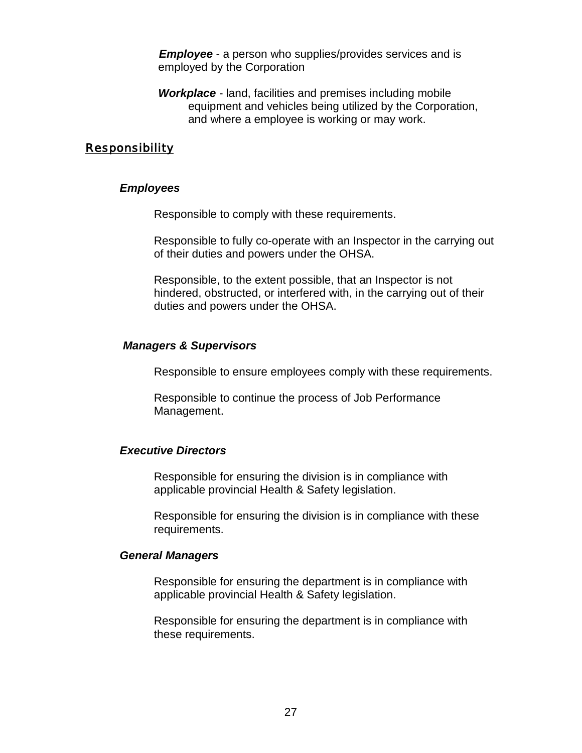***Employee*** - a person who supplies/provides services and is employed by the Corporation

***Workplace*** - land, facilities and premises including mobile equipment and vehicles being utilized by the Corporation, and where a employee is working or may work.

## Responsibility

### *Employees*

Responsible to comply with these requirements.

Responsible to fully co-operate with an Inspector in the carrying out of their duties and powers under the OHSA.

Responsible, to the extent possible, that an Inspector is not hindered, obstructed, or interfered with, in the carrying out of their duties and powers under the OHSA.

### *Managers & Supervisors*

Responsible to ensure employees comply with these requirements.

Responsible to continue the process of Job Performance Management.

### *Executive Directors*

Responsible for ensuring the division is in compliance with applicable provincial Health & Safety legislation.

Responsible for ensuring the division is in compliance with these requirements.

### *General Managers*

Responsible for ensuring the department is in compliance with applicable provincial Health & Safety legislation.

Responsible for ensuring the department is in compliance with these requirements.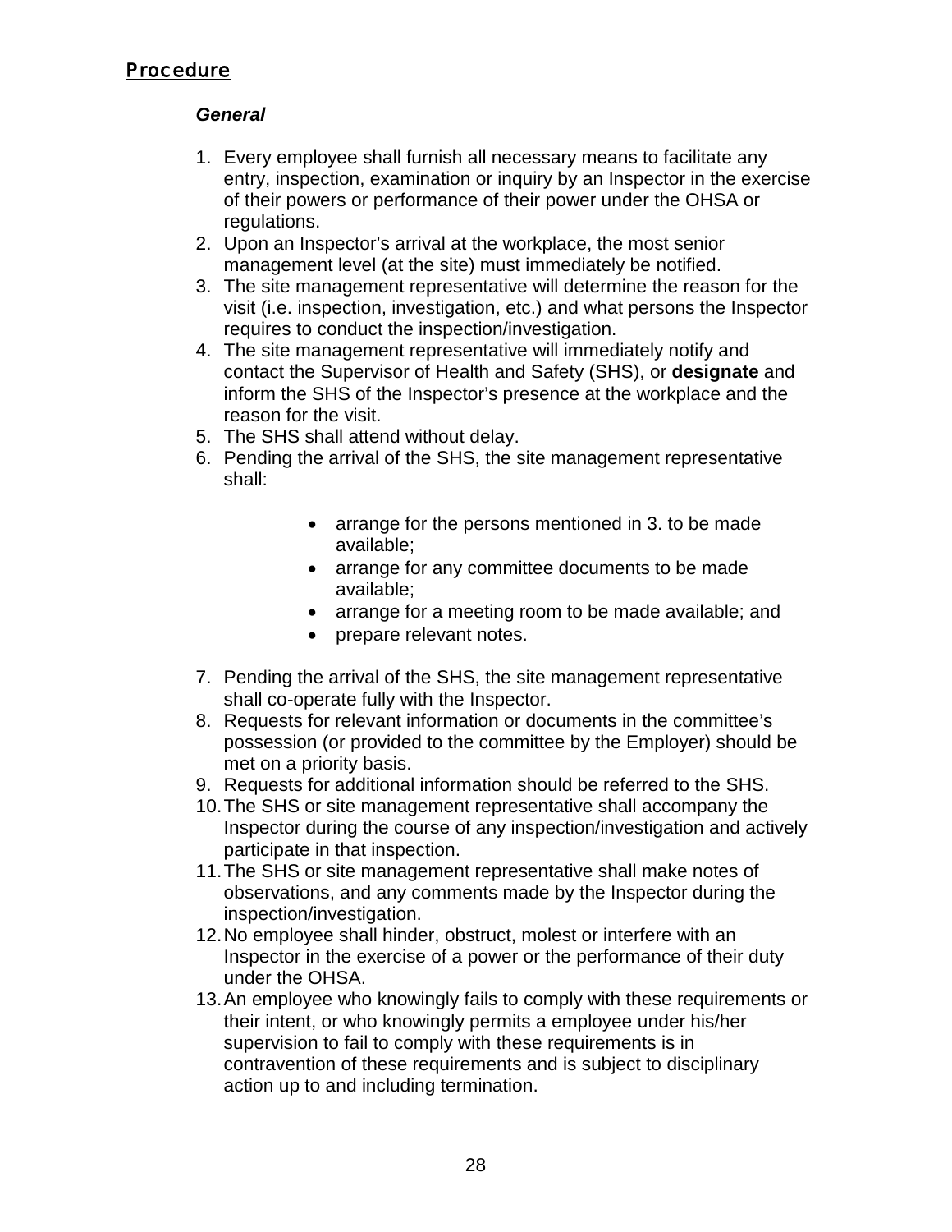## Procedure

***General***

1. Every employee shall furnish all necessary means to facilitate any entry, inspection, examination or inquiry by an Inspector in the exercise of their powers or performance of their power under the OHSA or regulations.
2. Upon an Inspector's arrival at the workplace, the most senior management level (at the site) must immediately be notified.
3. The site management representative will determine the reason for the visit (i.e. inspection, investigation, etc.) and what persons the Inspector requires to conduct the inspection/investigation.
4. The site management representative will immediately notify and contact the Supervisor of Health and Safety (SHS), or **designate** and inform the SHS of the Inspector's presence at the workplace and the reason for the visit.
5. The SHS shall attend without delay.
6. Pending the arrival of the SHS, the site management representative shall:

    - arrange for the persons mentioned in 3. to be made available;
    - arrange for any committee documents to be made available;
    - arrange for a meeting room to be made available; and
    - prepare relevant notes.

7. Pending the arrival of the SHS, the site management representative shall co-operate fully with the Inspector.
8. Requests for relevant information or documents in the committee's possession (or provided to the committee by the Employer) should be met on a priority basis.
9. Requests for additional information should be referred to the SHS.
10. The SHS or site management representative shall accompany the Inspector during the course of any inspection/investigation and actively participate in that inspection.
11. The SHS or site management representative shall make notes of observations, and any comments made by the Inspector during the inspection/investigation.
12. No employee shall hinder, obstruct, molest or interfere with an Inspector in the exercise of a power or the performance of their duty under the OHSA.
13. An employee who knowingly fails to comply with these requirements or their intent, or who knowingly permits a employee under his/her supervision to fail to comply with these requirements is in contravention of these requirements and is subject to disciplinary action up to and including termination.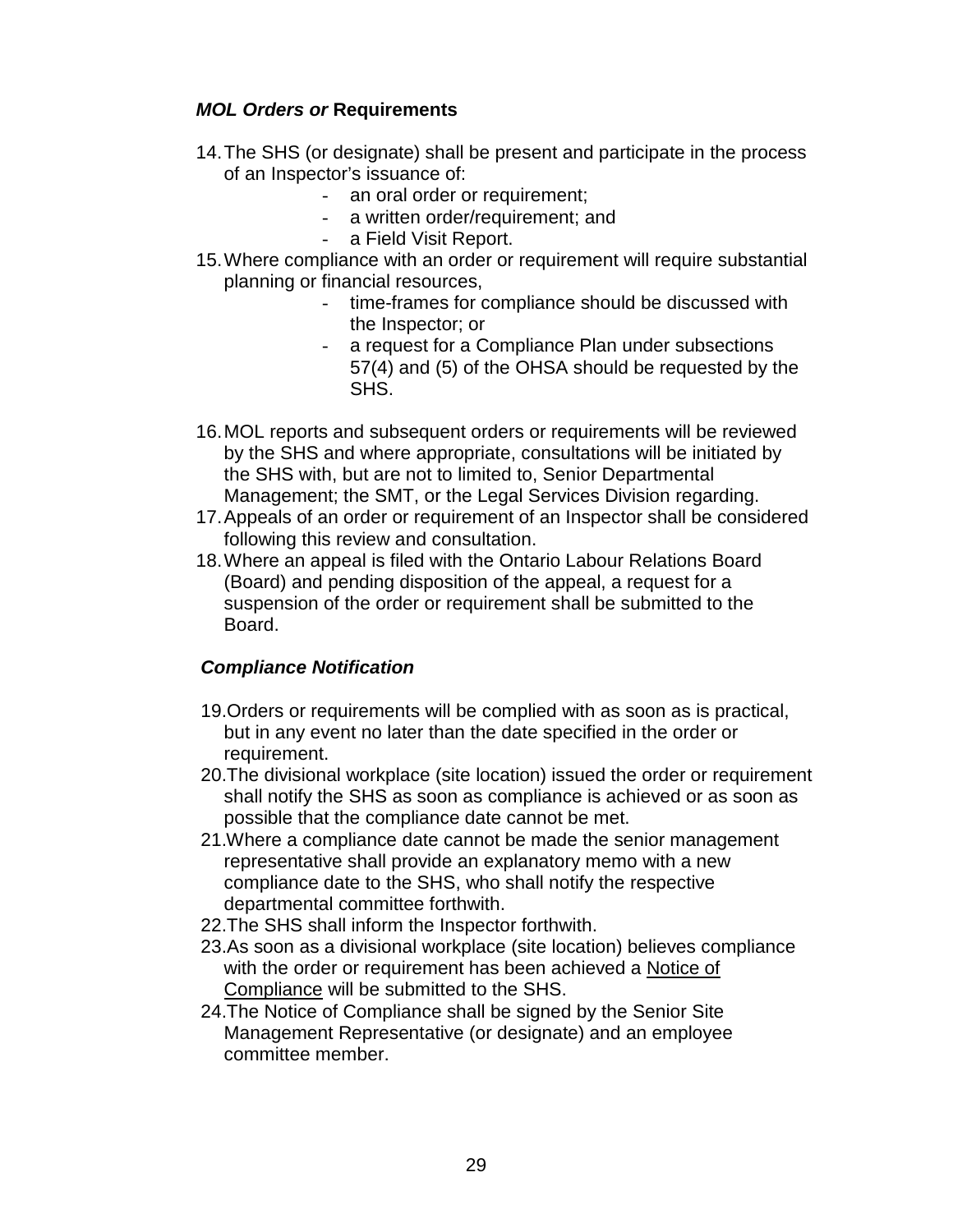### *MOL Orders or* Requirements

14. The SHS (or designate) shall be present and participate in the process of an Inspector's issuance of:
    - an oral order or requirement;
    - a written order/requirement; and
    - a Field Visit Report.
15. Where compliance with an order or requirement will require substantial planning or financial resources,
    - time-frames for compliance should be discussed with the Inspector; or
    - a request for a Compliance Plan under subsections 57(4) and (5) of the OHSA should be requested by the SHS.

16. MOL reports and subsequent orders or requirements will be reviewed by the SHS and where appropriate, consultations will be initiated by the SHS with, but are not to limited to, Senior Departmental Management; the SMT, or the Legal Services Division regarding.
17. Appeals of an order or requirement of an Inspector shall be considered following this review and consultation.
18. Where an appeal is filed with the Ontario Labour Relations Board (Board) and pending disposition of the appeal, a request for a suspension of the order or requirement shall be submitted to the Board.

### *Compliance Notification*

19. Orders or requirements will be complied with as soon as is practical, but in any event no later than the date specified in the order or requirement.
20. The divisional workplace (site location) issued the order or requirement shall notify the SHS as soon as compliance is achieved or as soon as possible that the compliance date cannot be met.
21. Where a compliance date cannot be made the senior management representative shall provide an explanatory memo with a new compliance date to the SHS, who shall notify the respective departmental committee forthwith.
22. The SHS shall inform the Inspector forthwith.
23. As soon as a divisional workplace (site location) believes compliance with the order or requirement has been achieved a Notice of Compliance will be submitted to the SHS.
24. The Notice of Compliance shall be signed by the Senior Site Management Representative (or designate) and an employee committee member.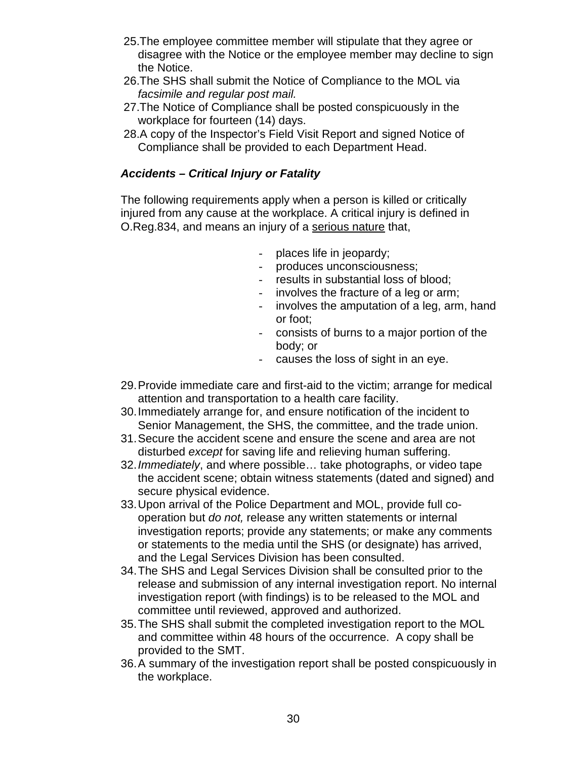25. The employee committee member will stipulate that they agree or disagree with the Notice or the employee member may decline to sign the Notice.
26. The SHS shall submit the Notice of Compliance to the MOL via *facsimile and regular post mail.*
27. The Notice of Compliance shall be posted conspicuously in the workplace for fourteen (14) days.
28. A copy of the Inspector's Field Visit Report and signed Notice of Compliance shall be provided to each Department Head.

### *Accidents – Critical Injury or Fatality*

The following requirements apply when a person is killed or critically injured from any cause at the workplace. A critical injury is defined in O.Reg.834, and means an injury of a <u>serious nature</u> that,

- places life in jeopardy;
- produces unconsciousness;
- results in substantial loss of blood;
- involves the fracture of a leg or arm;
- involves the amputation of a leg, arm, hand or foot;
- consists of burns to a major portion of the body; or
- causes the loss of sight in an eye.

29. Provide immediate care and first-aid to the victim; arrange for medical attention and transportation to a health care facility.
30. Immediately arrange for, and ensure notification of the incident to Senior Management, the SHS, the committee, and the trade union.
31. Secure the accident scene and ensure the scene and area are not disturbed *except* for saving life and relieving human suffering.
32. *Immediately*, and where possible… take photographs, or video tape the accident scene; obtain witness statements (dated and signed) and secure physical evidence.
33. Upon arrival of the Police Department and MOL, provide full co-operation but *do not,* release any written statements or internal investigation reports; provide any statements; or make any comments or statements to the media until the SHS (or designate) has arrived, and the Legal Services Division has been consulted.
34. The SHS and Legal Services Division shall be consulted prior to the release and submission of any internal investigation report. No internal investigation report (with findings) is to be released to the MOL and committee until reviewed, approved and authorized.
35. The SHS shall submit the completed investigation report to the MOL and committee within 48 hours of the occurrence. A copy shall be provided to the SMT.
36. A summary of the investigation report shall be posted conspicuously in the workplace.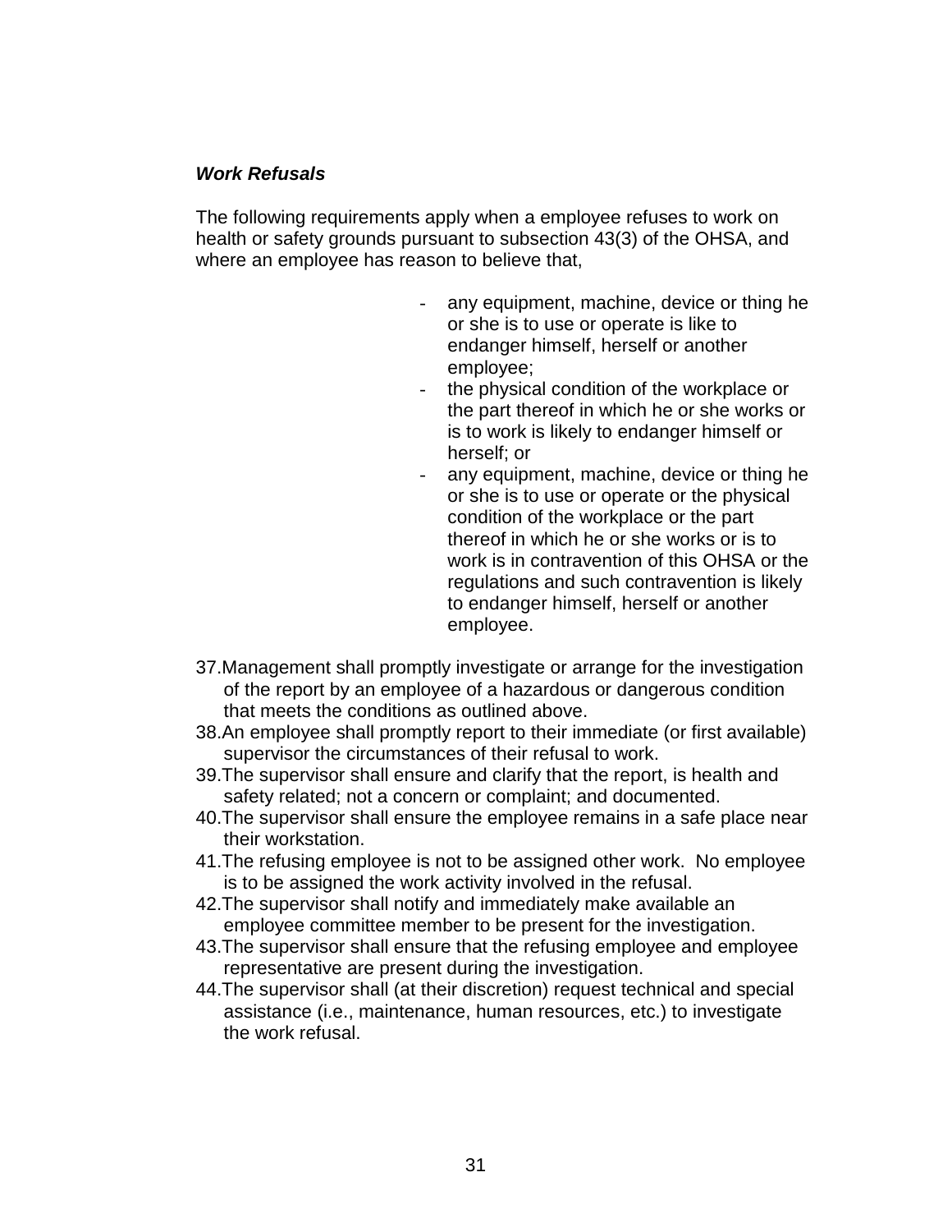***Work Refusals***

The following requirements apply when a employee refuses to work on health or safety grounds pursuant to subsection 43(3) of the OHSA, and where an employee has reason to believe that,

- any equipment, machine, device or thing he or she is to use or operate is like to endanger himself, herself or another employee;
- the physical condition of the workplace or the part thereof in which he or she works or is to work is likely to endanger himself or herself; or
- any equipment, machine, device or thing he or she is to use or operate or the physical condition of the workplace or the part thereof in which he or she works or is to work is in contravention of this OHSA or the regulations and such contravention is likely to endanger himself, herself or another employee.

37. Management shall promptly investigate or arrange for the investigation of the report by an employee of a hazardous or dangerous condition that meets the conditions as outlined above.
38. An employee shall promptly report to their immediate (or first available) supervisor the circumstances of their refusal to work.
39. The supervisor shall ensure and clarify that the report, is health and safety related; not a concern or complaint; and documented.
40. The supervisor shall ensure the employee remains in a safe place near their workstation.
41. The refusing employee is not to be assigned other work. No employee is to be assigned the work activity involved in the refusal.
42. The supervisor shall notify and immediately make available an employee committee member to be present for the investigation.
43. The supervisor shall ensure that the refusing employee and employee representative are present during the investigation.
44. The supervisor shall (at their discretion) request technical and special assistance (i.e., maintenance, human resources, etc.) to investigate the work refusal.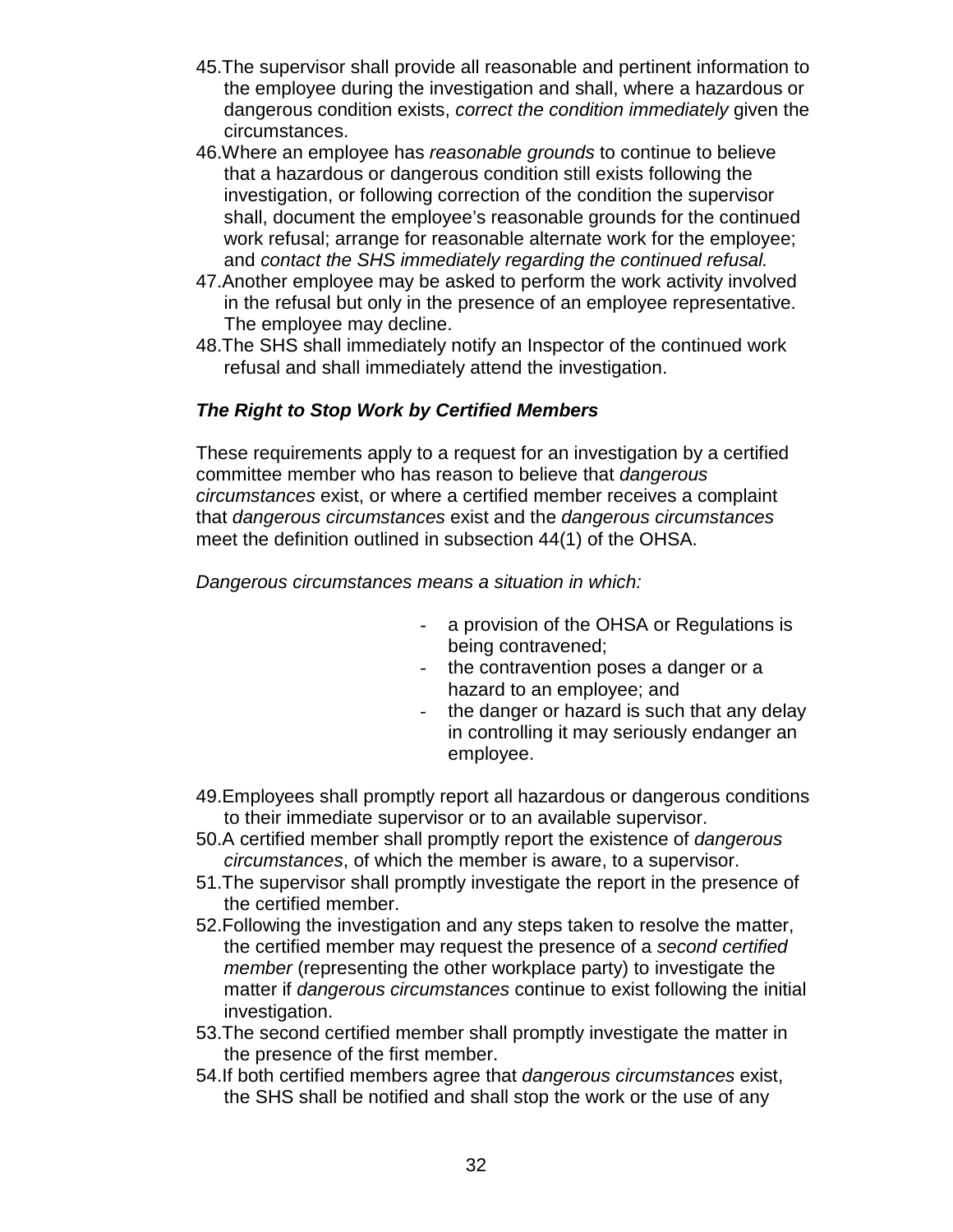45. The supervisor shall provide all reasonable and pertinent information to the employee during the investigation and shall, where a hazardous or dangerous condition exists, *correct the condition immediately* given the circumstances.
46. Where an employee has *reasonable grounds* to continue to believe that a hazardous or dangerous condition still exists following the investigation, or following correction of the condition the supervisor shall, document the employee's reasonable grounds for the continued work refusal; arrange for reasonable alternate work for the employee; and *contact the SHS immediately regarding the continued refusal.*
47. Another employee may be asked to perform the work activity involved in the refusal but only in the presence of an employee representative. The employee may decline.
48. The SHS shall immediately notify an Inspector of the continued work refusal and shall immediately attend the investigation.

***The Right to Stop Work by Certified Members***

These requirements apply to a request for an investigation by a certified committee member who has reason to believe that *dangerous circumstances* exist, or where a certified member receives a complaint that *dangerous circumstances* exist and the *dangerous circumstances* meet the definition outlined in subsection 44(1) of the OHSA.

*Dangerous circumstances means a situation in which:*

- a provision of the OHSA or Regulations is being contravened;
- the contravention poses a danger or a hazard to an employee; and
- the danger or hazard is such that any delay in controlling it may seriously endanger an employee.

49. Employees shall promptly report all hazardous or dangerous conditions to their immediate supervisor or to an available supervisor.
50. A certified member shall promptly report the existence of *dangerous circumstances*, of which the member is aware, to a supervisor.
51. The supervisor shall promptly investigate the report in the presence of the certified member.
52. Following the investigation and any steps taken to resolve the matter, the certified member may request the presence of a *second certified member* (representing the other workplace party) to investigate the matter if *dangerous circumstances* continue to exist following the initial investigation.
53. The second certified member shall promptly investigate the matter in the presence of the first member.
54. If both certified members agree that *dangerous circumstances* exist, the SHS shall be notified and shall stop the work or the use of any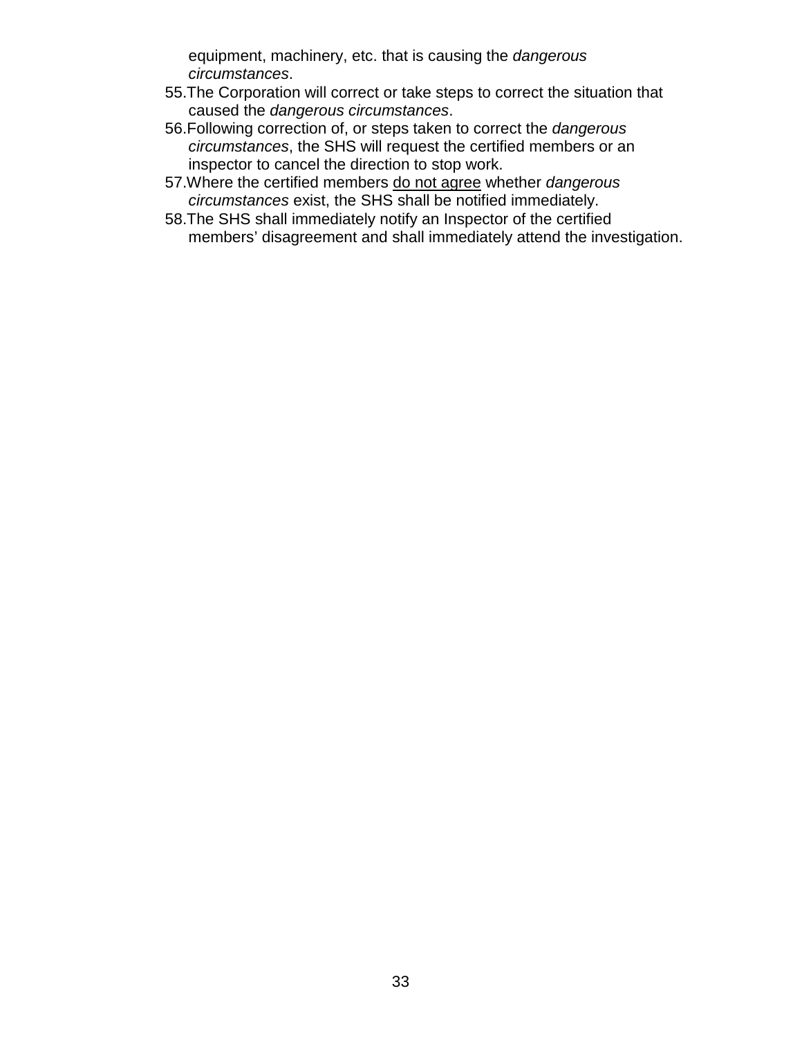equipment, machinery, etc. that is causing the *dangerous circumstances*.

55. The Corporation will correct or take steps to correct the situation that caused the *dangerous circumstances*.
56. Following correction of, or steps taken to correct the *dangerous circumstances*, the SHS will request the certified members or an inspector to cancel the direction to stop work.
57. Where the certified members <u>do not agree</u> whether *dangerous circumstances* exist, the SHS shall be notified immediately.
58. The SHS shall immediately notify an Inspector of the certified members' disagreement and shall immediately attend the investigation.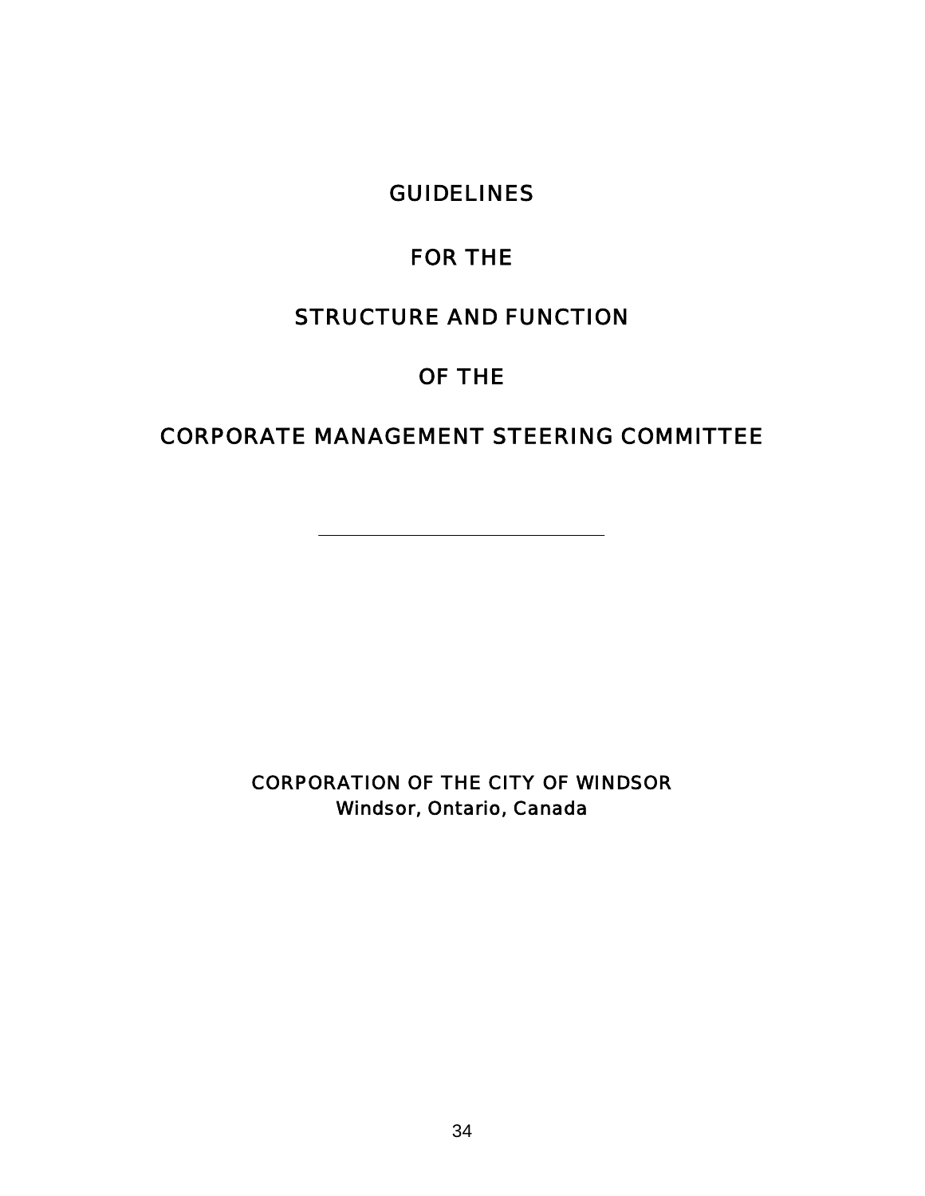# GUIDELINES

# FOR THE

# STRUCTURE AND FUNCTION

# OF THE

# CORPORATE MANAGEMENT STEERING COMMITTEE

---

CORPORATION OF THE CITY OF WINDSOR
Windsor, Ontario, Canada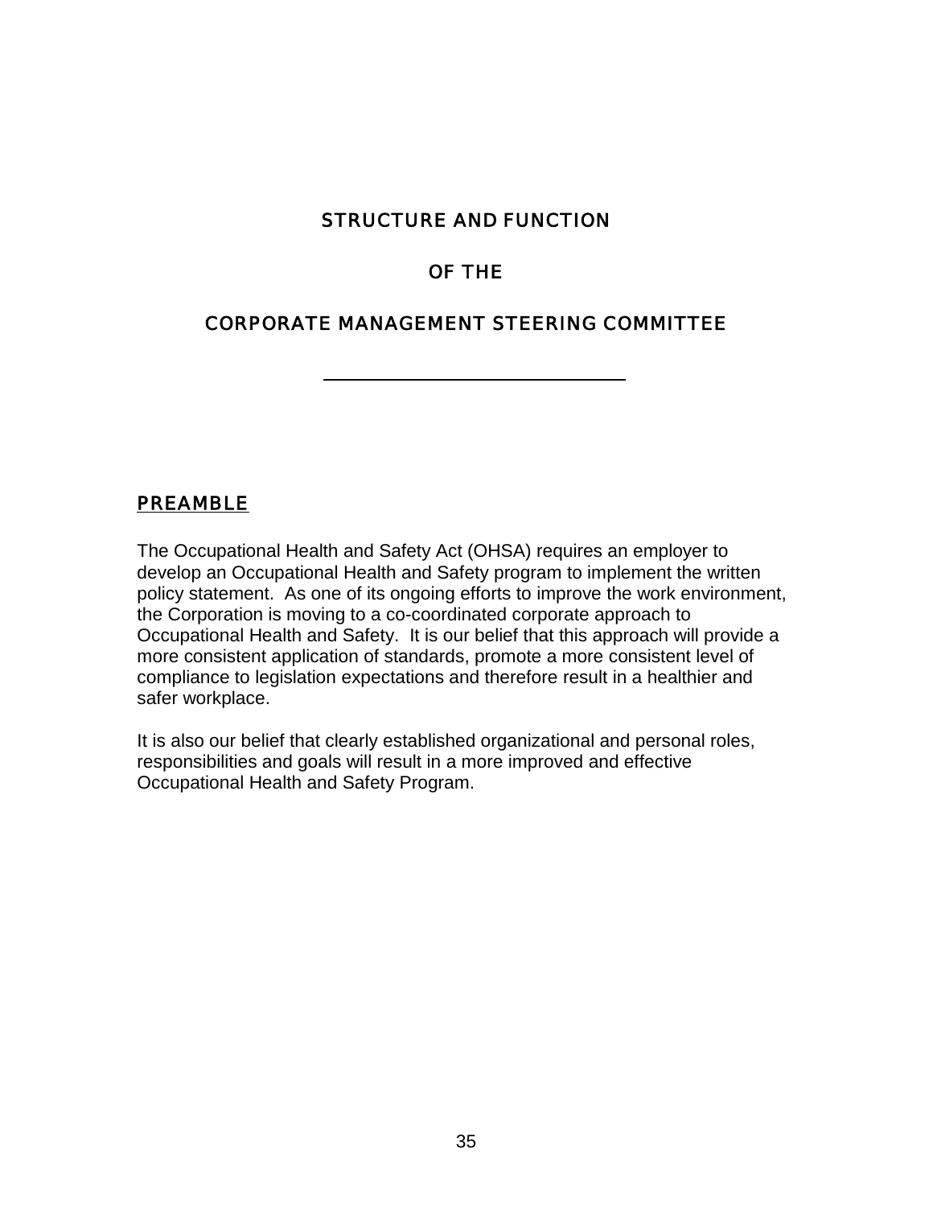# STRUCTURE AND FUNCTION

# OF THE

# CORPORATE MANAGEMENT STEERING COMMITTEE

---

## PREAMBLE

The Occupational Health and Safety Act (OHSA) requires an employer to develop an Occupational Health and Safety program to implement the written policy statement. As one of its ongoing efforts to improve the work environment, the Corporation is moving to a co-coordinated corporate approach to Occupational Health and Safety. It is our belief that this approach will provide a more consistent application of standards, promote a more consistent level of compliance to legislation expectations and therefore result in a healthier and safer workplace.

It is also our belief that clearly established organizational and personal roles, responsibilities and goals will result in a more improved and effective Occupational Health and Safety Program.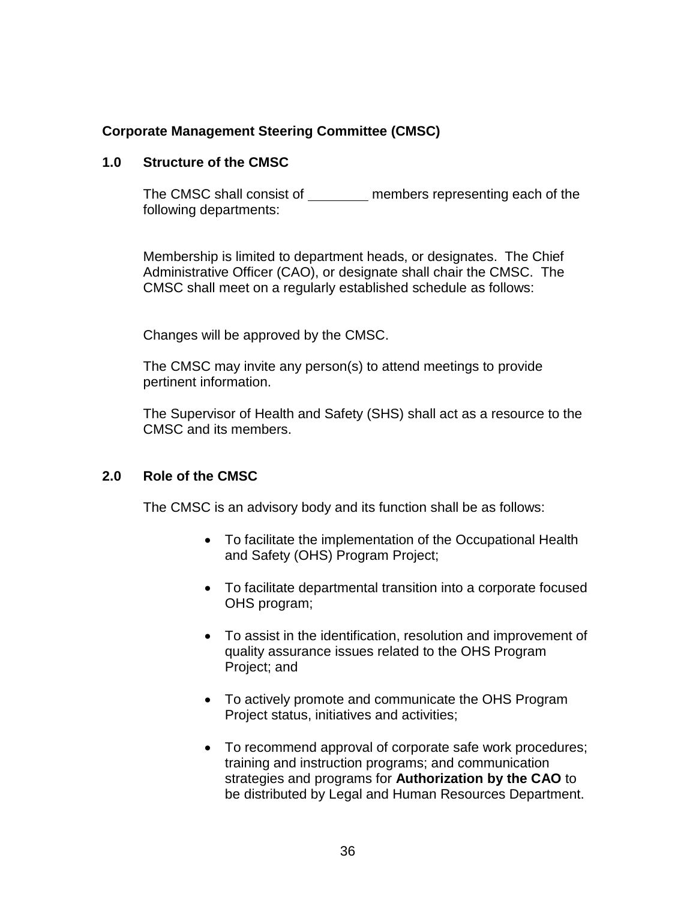**Corporate Management Steering Committee (CMSC)**

## 1.0 Structure of the CMSC

The CMSC shall consist of ________ members representing each of the following departments:

Membership is limited to department heads, or designates. The Chief Administrative Officer (CAO), or designate shall chair the CMSC. The CMSC shall meet on a regularly established schedule as follows:

Changes will be approved by the CMSC.

The CMSC may invite any person(s) to attend meetings to provide pertinent information.

The Supervisor of Health and Safety (SHS) shall act as a resource to the CMSC and its members.

## 2.0 Role of the CMSC

The CMSC is an advisory body and its function shall be as follows:

- To facilitate the implementation of the Occupational Health and Safety (OHS) Program Project;
- To facilitate departmental transition into a corporate focused OHS program;
- To assist in the identification, resolution and improvement of quality assurance issues related to the OHS Program Project; and
- To actively promote and communicate the OHS Program Project status, initiatives and activities;
- To recommend approval of corporate safe work procedures; training and instruction programs; and communication strategies and programs for **Authorization by the CAO** to be distributed by Legal and Human Resources Department.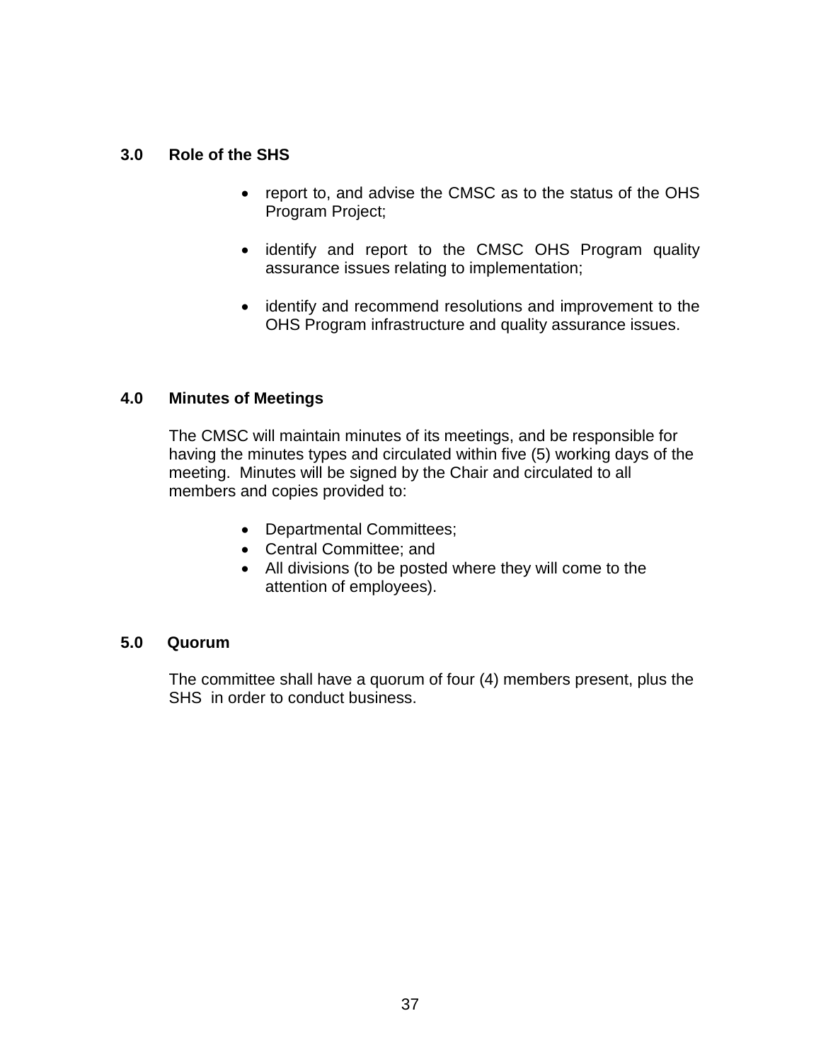### 3.0 Role of the SHS

- report to, and advise the CMSC as to the status of the OHS Program Project;
- identify and report to the CMSC OHS Program quality assurance issues relating to implementation;
- identify and recommend resolutions and improvement to the OHS Program infrastructure and quality assurance issues.

### 4.0 Minutes of Meetings

The CMSC will maintain minutes of its meetings, and be responsible for having the minutes types and circulated within five (5) working days of the meeting. Minutes will be signed by the Chair and circulated to all members and copies provided to:

- Departmental Committees;
- Central Committee; and
- All divisions (to be posted where they will come to the attention of employees).

### 5.0 Quorum

The committee shall have a quorum of four (4) members present, plus the SHS in order to conduct business.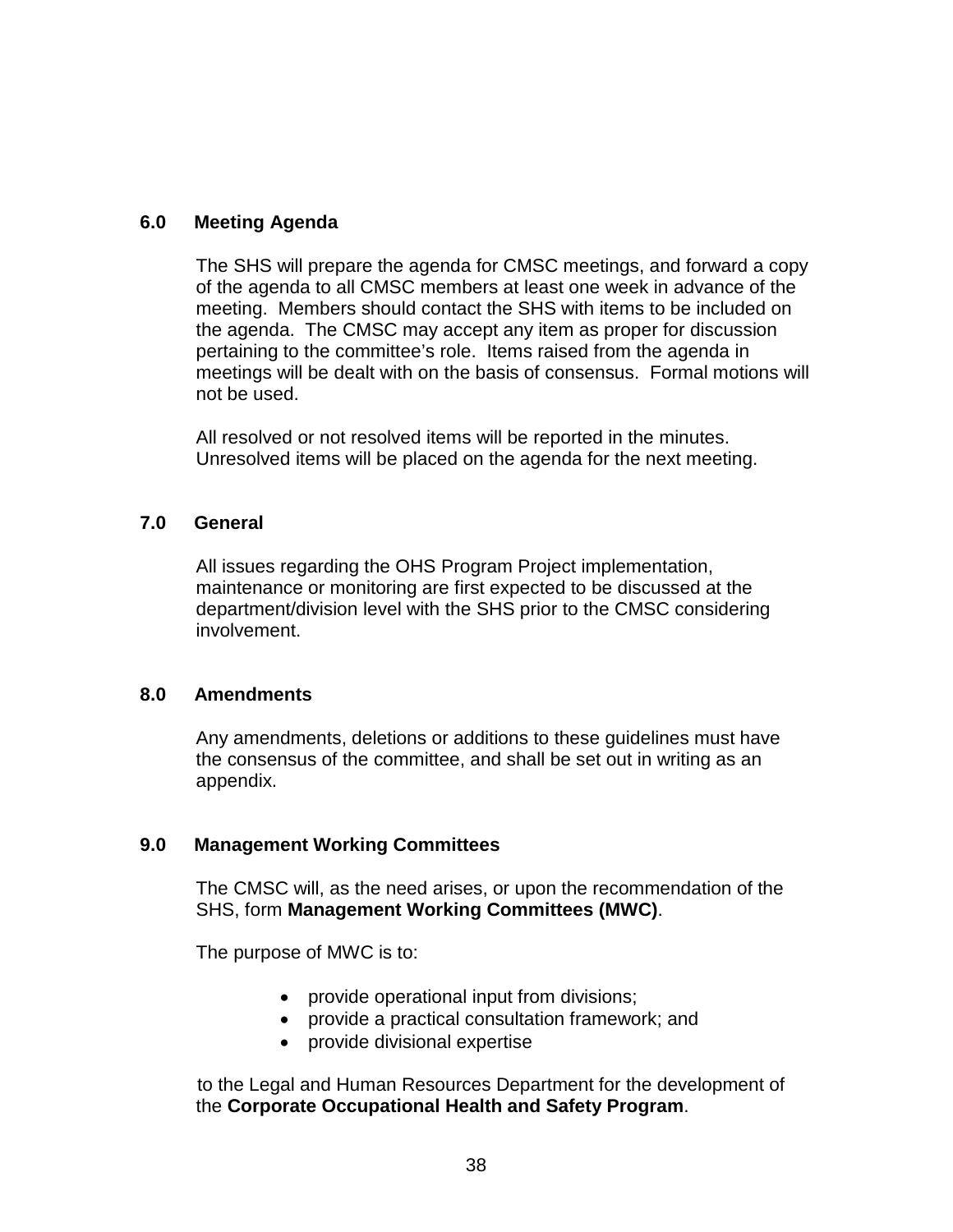## 6.0 Meeting Agenda

The SHS will prepare the agenda for CMSC meetings, and forward a copy of the agenda to all CMSC members at least one week in advance of the meeting. Members should contact the SHS with items to be included on the agenda. The CMSC may accept any item as proper for discussion pertaining to the committee's role. Items raised from the agenda in meetings will be dealt with on the basis of consensus. Formal motions will not be used.

All resolved or not resolved items will be reported in the minutes. Unresolved items will be placed on the agenda for the next meeting.

## 7.0 General

All issues regarding the OHS Program Project implementation, maintenance or monitoring are first expected to be discussed at the department/division level with the SHS prior to the CMSC considering involvement.

## 8.0 Amendments

Any amendments, deletions or additions to these guidelines must have the consensus of the committee, and shall be set out in writing as an appendix.

## 9.0 Management Working Committees

The CMSC will, as the need arises, or upon the recommendation of the SHS, form **Management Working Committees (MWC)**.

The purpose of MWC is to:

- provide operational input from divisions;
- provide a practical consultation framework; and
- provide divisional expertise

to the Legal and Human Resources Department for the development of the **Corporate Occupational Health and Safety Program**.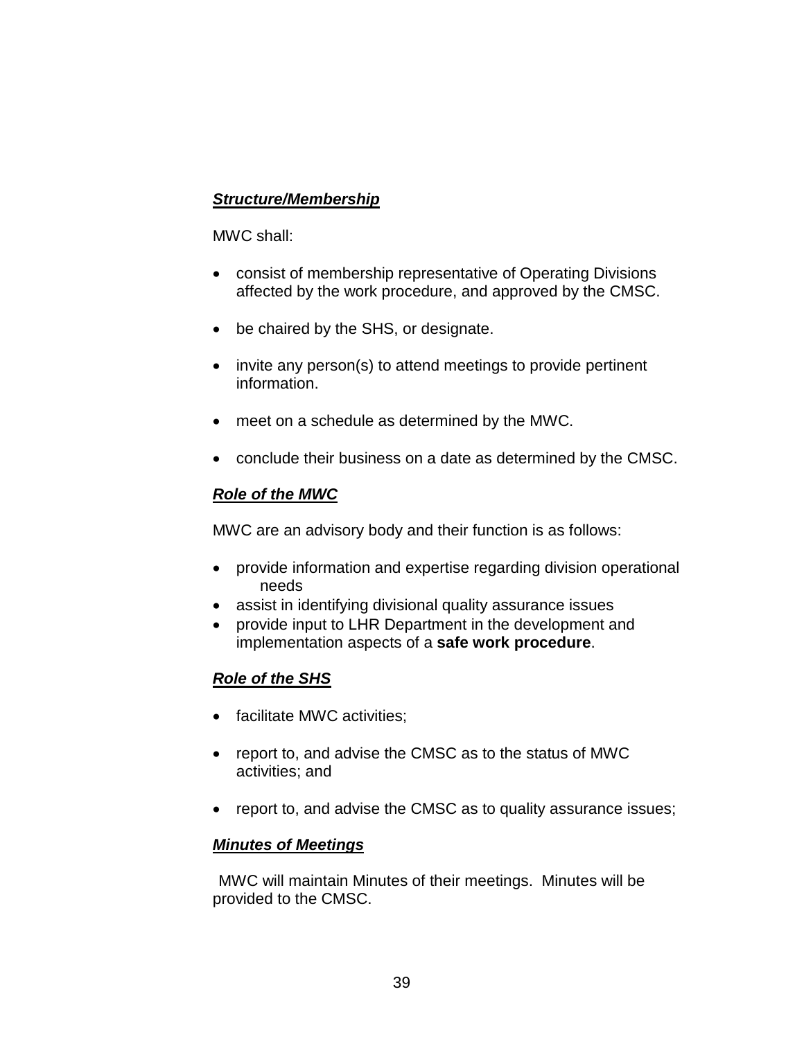***Structure/Membership***

MWC shall:

- consist of membership representative of Operating Divisions affected by the work procedure, and approved by the CMSC.

- be chaired by the SHS, or designate.

- invite any person(s) to attend meetings to provide pertinent information.

- meet on a schedule as determined by the MWC.

- conclude their business on a date as determined by the CMSC.

***Role of the MWC***

MWC are an advisory body and their function is as follows:

- provide information and expertise regarding division operational needs
- assist in identifying divisional quality assurance issues
- provide input to LHR Department in the development and implementation aspects of a **safe work procedure**.

***Role of the SHS***

- facilitate MWC activities;

- report to, and advise the CMSC as to the status of MWC activities; and

- report to, and advise the CMSC as to quality assurance issues;

***Minutes of Meetings***

MWC will maintain Minutes of their meetings. Minutes will be provided to the CMSC.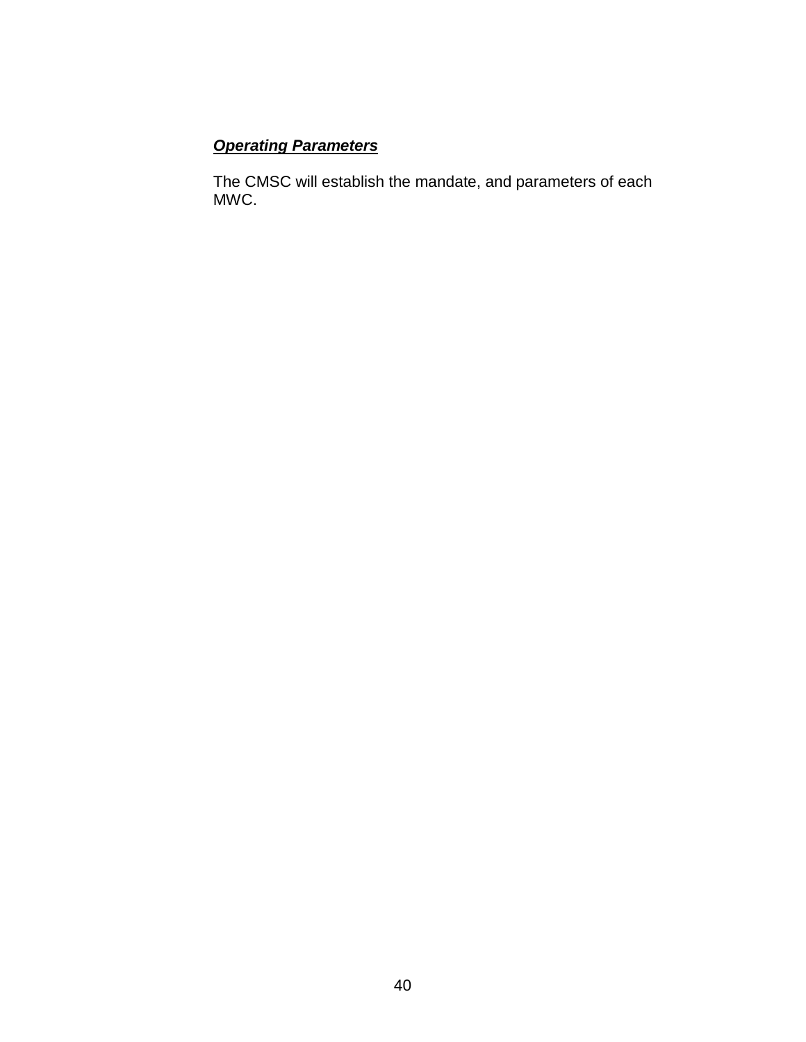***Operating Parameters***

The CMSC will establish the mandate, and parameters of each MWC.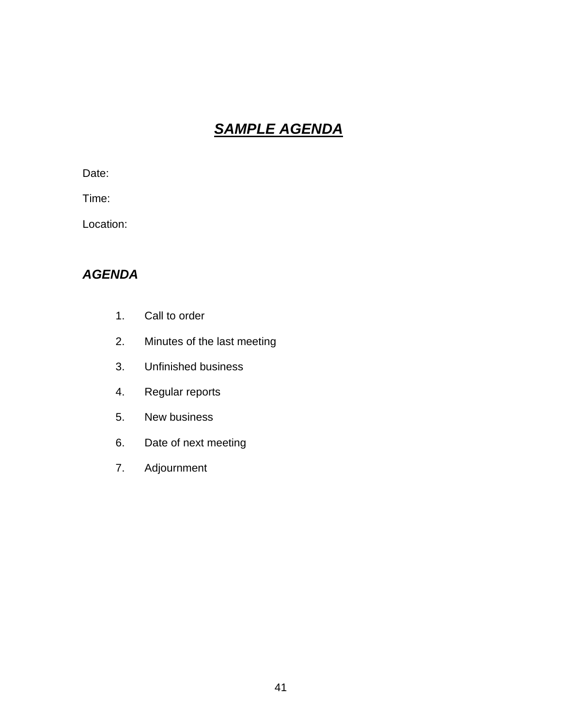# ***SAMPLE AGENDA***

Date:

Time:

Location:

## ***AGENDA***

1. Call to order
2. Minutes of the last meeting
3. Unfinished business
4. Regular reports
5. New business
6. Date of next meeting
7. Adjournment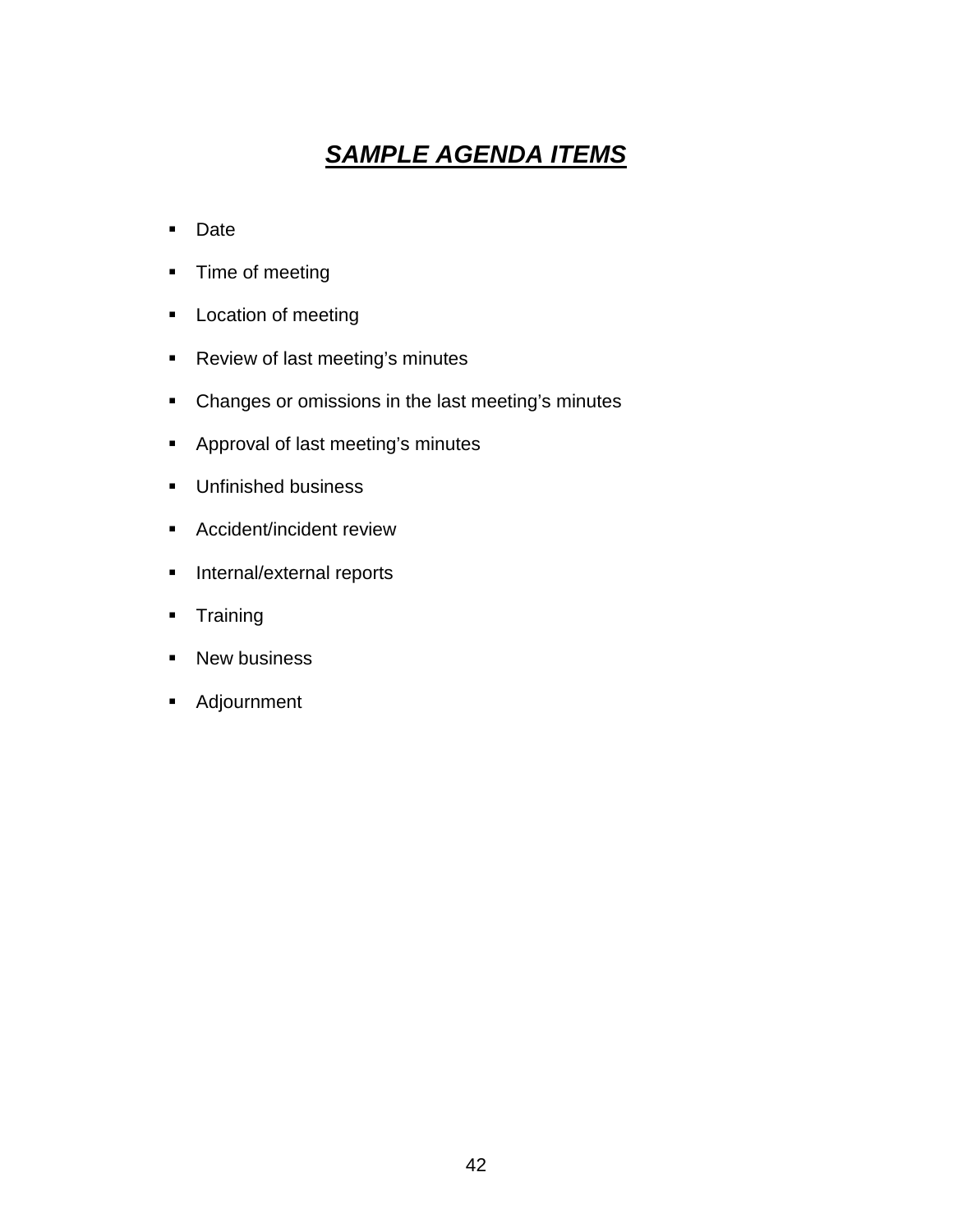# ***SAMPLE AGENDA ITEMS***

- Date
- Time of meeting
- Location of meeting
- Review of last meeting's minutes
- Changes or omissions in the last meeting's minutes
- Approval of last meeting's minutes
- Unfinished business
- Accident/incident review
- Internal/external reports
- Training
- New business
- Adjournment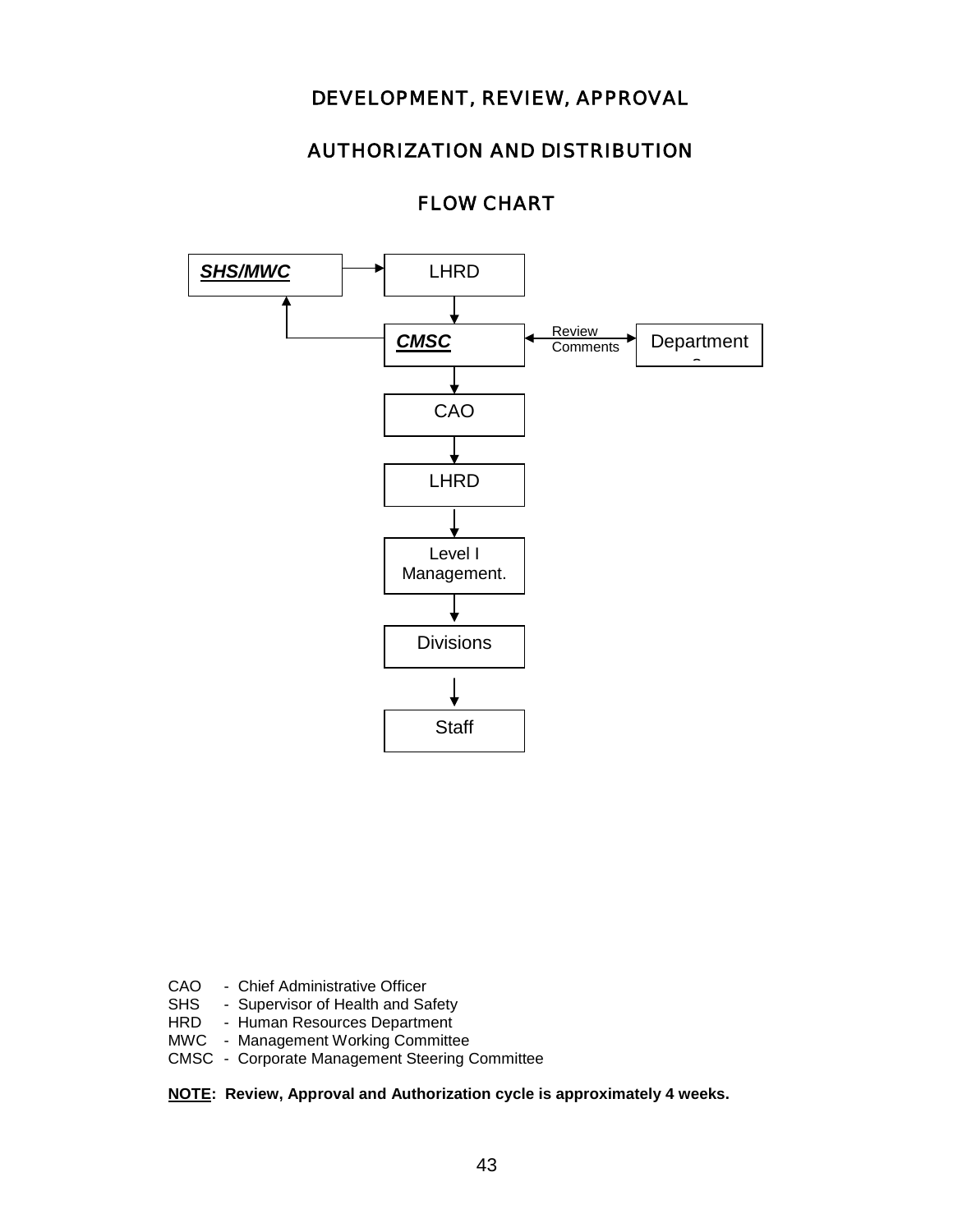# DEVELOPMENT, REVIEW, APPROVAL

# AUTHORIZATION AND DISTRIBUTION

# FLOW CHART

***SHS/MWC*** → LHRD

LHRD → ***CMSC***

***CMSC*** → ***SHS/MWC***

***CMSC*** ↔ Departments (Review Comments)

***CMSC*** → CAO → LHRD → Level I Management. → Divisions → Staff

CAO - Chief Administrative Officer
SHS - Supervisor of Health and Safety
HRD - Human Resources Department
MWC - Management Working Committee
CMSC - Corporate Management Steering Committee

**NOTE: Review, Approval and Authorization cycle is approximately 4 weeks.**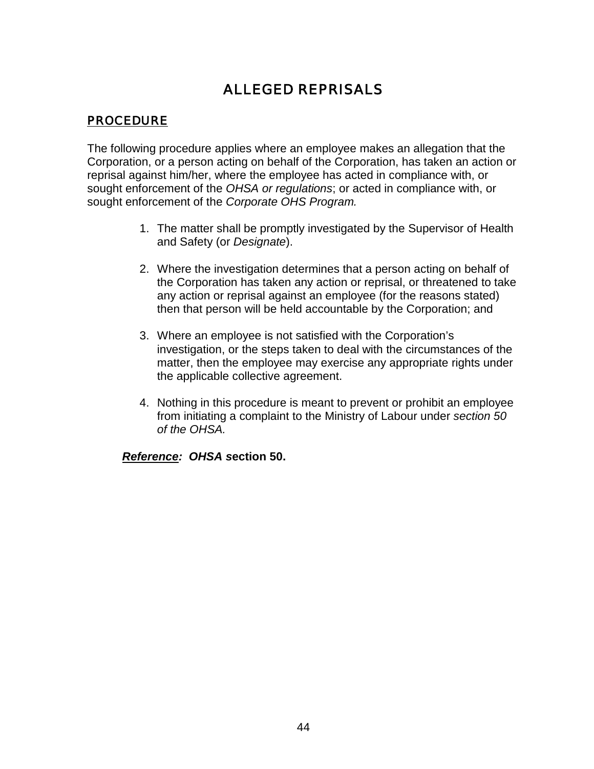# ALLEGED REPRISALS

## PROCEDURE

The following procedure applies where an employee makes an allegation that the Corporation, or a person acting on behalf of the Corporation, has taken an action or reprisal against him/her, where the employee has acted in compliance with, or sought enforcement of the *OHSA or regulations*; or acted in compliance with, or sought enforcement of the *Corporate OHS Program.*

1. The matter shall be promptly investigated by the Supervisor of Health and Safety (or *Designate*).

2. Where the investigation determines that a person acting on behalf of the Corporation has taken any action or reprisal, or threatened to take any action or reprisal against an employee (for the reasons stated) then that person will be held accountable by the Corporation; and

3. Where an employee is not satisfied with the Corporation's investigation, or the steps taken to deal with the circumstances of the matter, then the employee may exercise any appropriate rights under the applicable collective agreement.

4. Nothing in this procedure is meant to prevent or prohibit an employee from initiating a complaint to the Ministry of Labour under *section 50 of the OHSA.*

***Reference*: OHSA section 50.**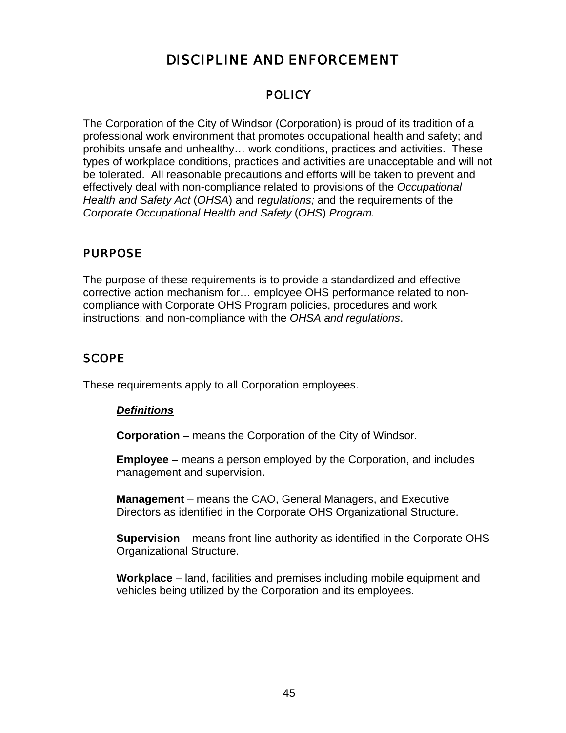# DISCIPLINE AND ENFORCEMENT

## POLICY

The Corporation of the City of Windsor (Corporation) is proud of its tradition of a professional work environment that promotes occupational health and safety; and prohibits unsafe and unhealthy… work conditions, practices and activities. These types of workplace conditions, practices and activities are unacceptable and will not be tolerated. All reasonable precautions and efforts will be taken to prevent and effectively deal with non-compliance related to provisions of the *Occupational Health and Safety Act* (*OHSA*) and r*egulations;* and the requirements of the *Corporate Occupational Health and Safety* (*OHS*) *Program.*

## PURPOSE

The purpose of these requirements is to provide a standardized and effective corrective action mechanism for… employee OHS performance related to non-compliance with Corporate OHS Program policies, procedures and work instructions; and non-compliance with the *OHSA and regulations*.

## SCOPE

These requirements apply to all Corporation employees.

***Definitions***

**Corporation** – means the Corporation of the City of Windsor.

**Employee** – means a person employed by the Corporation, and includes management and supervision.

**Management** – means the CAO, General Managers, and Executive Directors as identified in the Corporate OHS Organizational Structure.

**Supervision** – means front-line authority as identified in the Corporate OHS Organizational Structure.

**Workplace** – land, facilities and premises including mobile equipment and vehicles being utilized by the Corporation and its employees.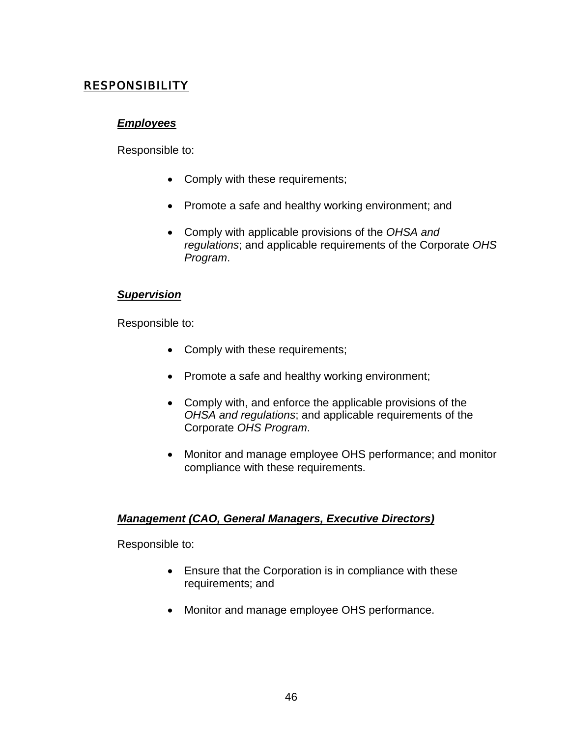## RESPONSIBILITY

***Employees***

Responsible to:

- Comply with these requirements;
- Promote a safe and healthy working environment; and
- Comply with applicable provisions of the *OHSA and regulations*; and applicable requirements of the Corporate *OHS Program*.

***Supervision***

Responsible to:

- Comply with these requirements;
- Promote a safe and healthy working environment;
- Comply with, and enforce the applicable provisions of the *OHSA and regulations*; and applicable requirements of the Corporate *OHS Program*.
- Monitor and manage employee OHS performance; and monitor compliance with these requirements.

***Management (CAO, General Managers, Executive Directors)***

Responsible to:

- Ensure that the Corporation is in compliance with these requirements; and
- Monitor and manage employee OHS performance.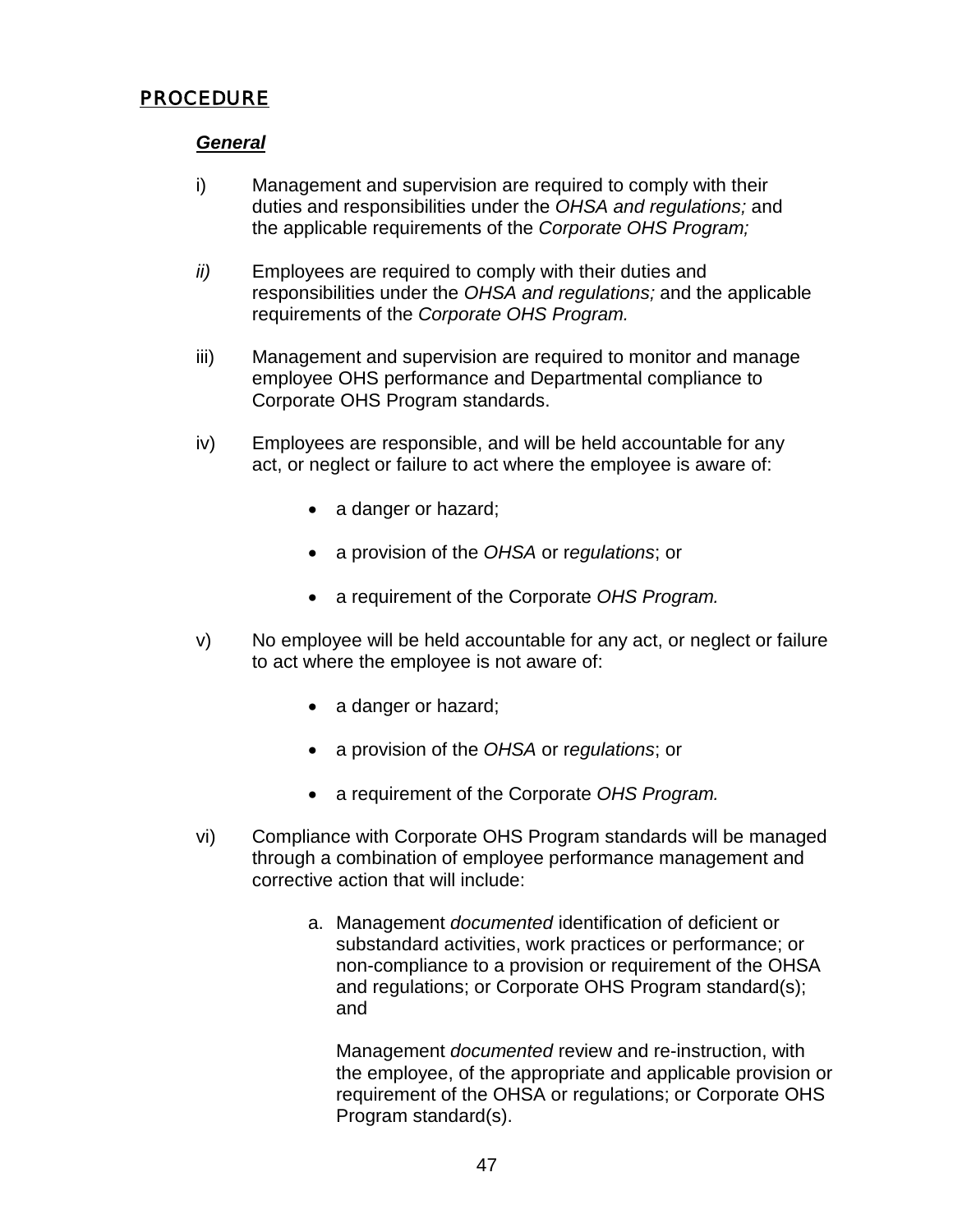## PROCEDURE

***General***

i) Management and supervision are required to comply with their duties and responsibilities under the *OHSA and regulations;* and the applicable requirements of the *Corporate OHS Program;*

*ii)* Employees are required to comply with their duties and responsibilities under the *OHSA and regulations;* and the applicable requirements of the *Corporate OHS Program.*

iii) Management and supervision are required to monitor and manage employee OHS performance and Departmental compliance to Corporate OHS Program standards.

iv) Employees are responsible, and will be held accountable for any act, or neglect or failure to act where the employee is aware of:

- a danger or hazard;
- a provision of the *OHSA* or r*egulations*; or
- a requirement of the Corporate *OHS Program.*

v) No employee will be held accountable for any act, or neglect or failure to act where the employee is not aware of:

- a danger or hazard;
- a provision of the *OHSA* or r*egulations*; or
- a requirement of the Corporate *OHS Program.*

vi) Compliance with Corporate OHS Program standards will be managed through a combination of employee performance management and corrective action that will include:

a. Management *documented* identification of deficient or substandard activities, work practices or performance; or non-compliance to a provision or requirement of the OHSA and regulations; or Corporate OHS Program standard(s); and

   Management *documented* review and re-instruction, with the employee, of the appropriate and applicable provision or requirement of the OHSA or regulations; or Corporate OHS Program standard(s).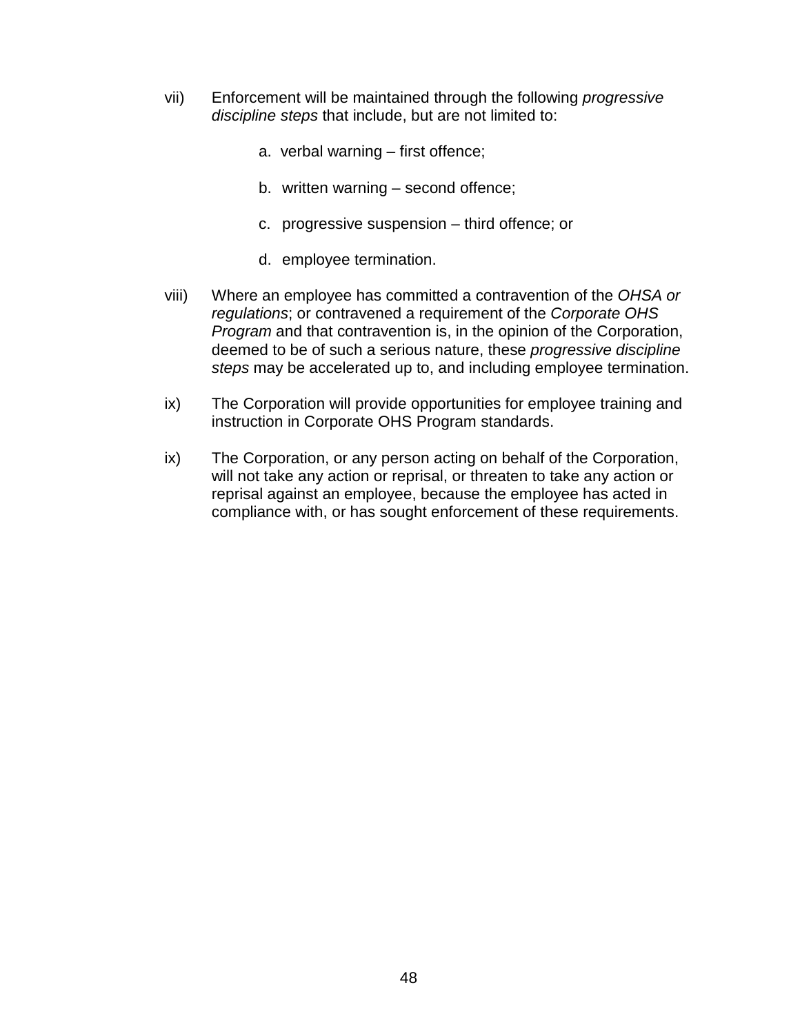vii) Enforcement will be maintained through the following *progressive discipline steps* that include, but are not limited to:

   a. verbal warning – first offence;

   b. written warning – second offence;

   c. progressive suspension – third offence; or

   d. employee termination.

viii) Where an employee has committed a contravention of the *OHSA or regulations*; or contravened a requirement of the *Corporate OHS Program* and that contravention is, in the opinion of the Corporation, deemed to be of such a serious nature, these *progressive discipline steps* may be accelerated up to, and including employee termination.

ix) The Corporation will provide opportunities for employee training and instruction in Corporate OHS Program standards.

ix) The Corporation, or any person acting on behalf of the Corporation, will not take any action or reprisal, or threaten to take any action or reprisal against an employee, because the employee has acted in compliance with, or has sought enforcement of these requirements.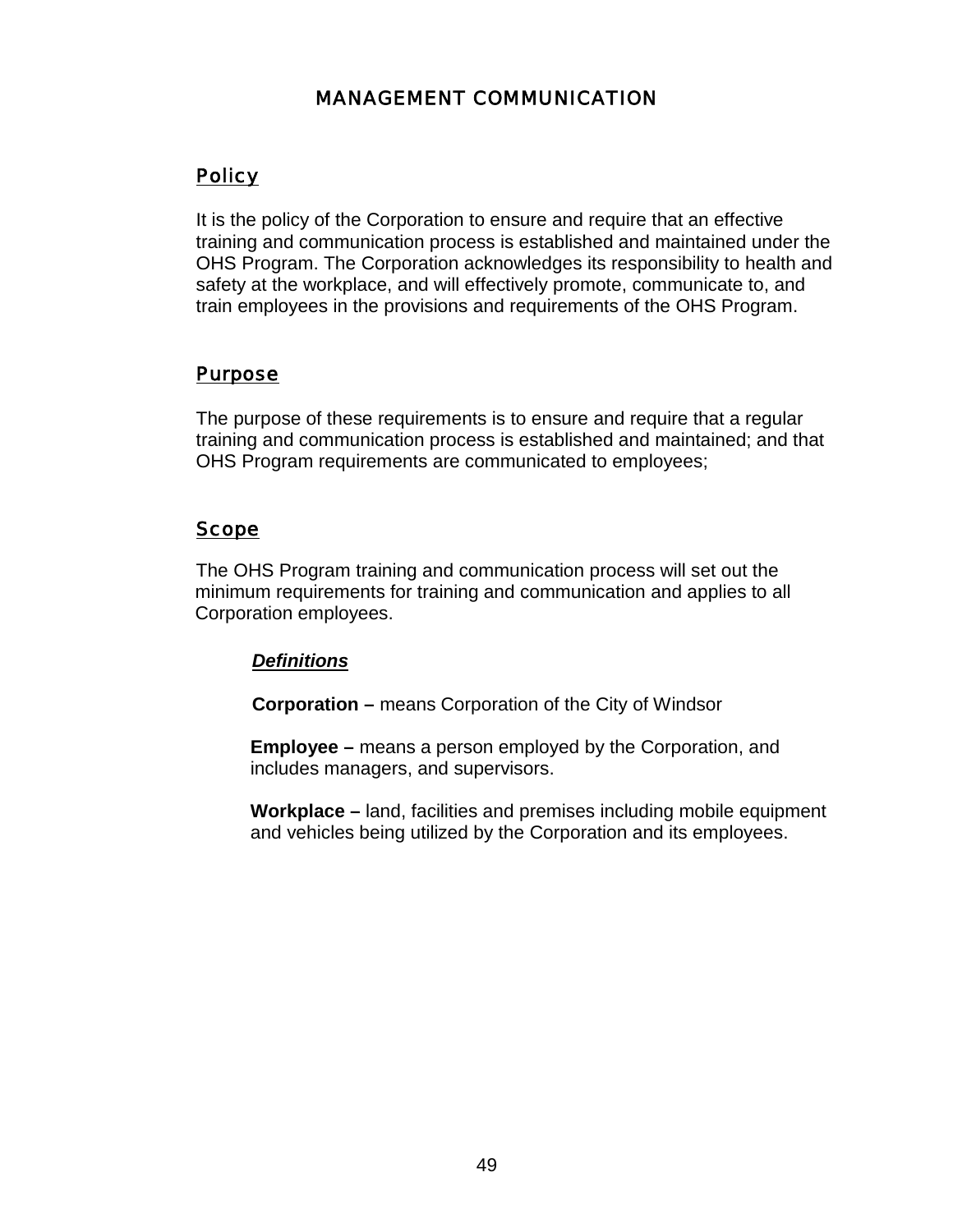# MANAGEMENT COMMUNICATION

## Policy

It is the policy of the Corporation to ensure and require that an effective training and communication process is established and maintained under the OHS Program. The Corporation acknowledges its responsibility to health and safety at the workplace, and will effectively promote, communicate to, and train employees in the provisions and requirements of the OHS Program.

## Purpose

The purpose of these requirements is to ensure and require that a regular training and communication process is established and maintained; and that OHS Program requirements are communicated to employees;

## Scope

The OHS Program training and communication process will set out the minimum requirements for training and communication and applies to all Corporation employees.

### ***Definitions***

**Corporation –** means Corporation of the City of Windsor

**Employee –** means a person employed by the Corporation, and includes managers, and supervisors.

**Workplace –** land, facilities and premises including mobile equipment and vehicles being utilized by the Corporation and its employees.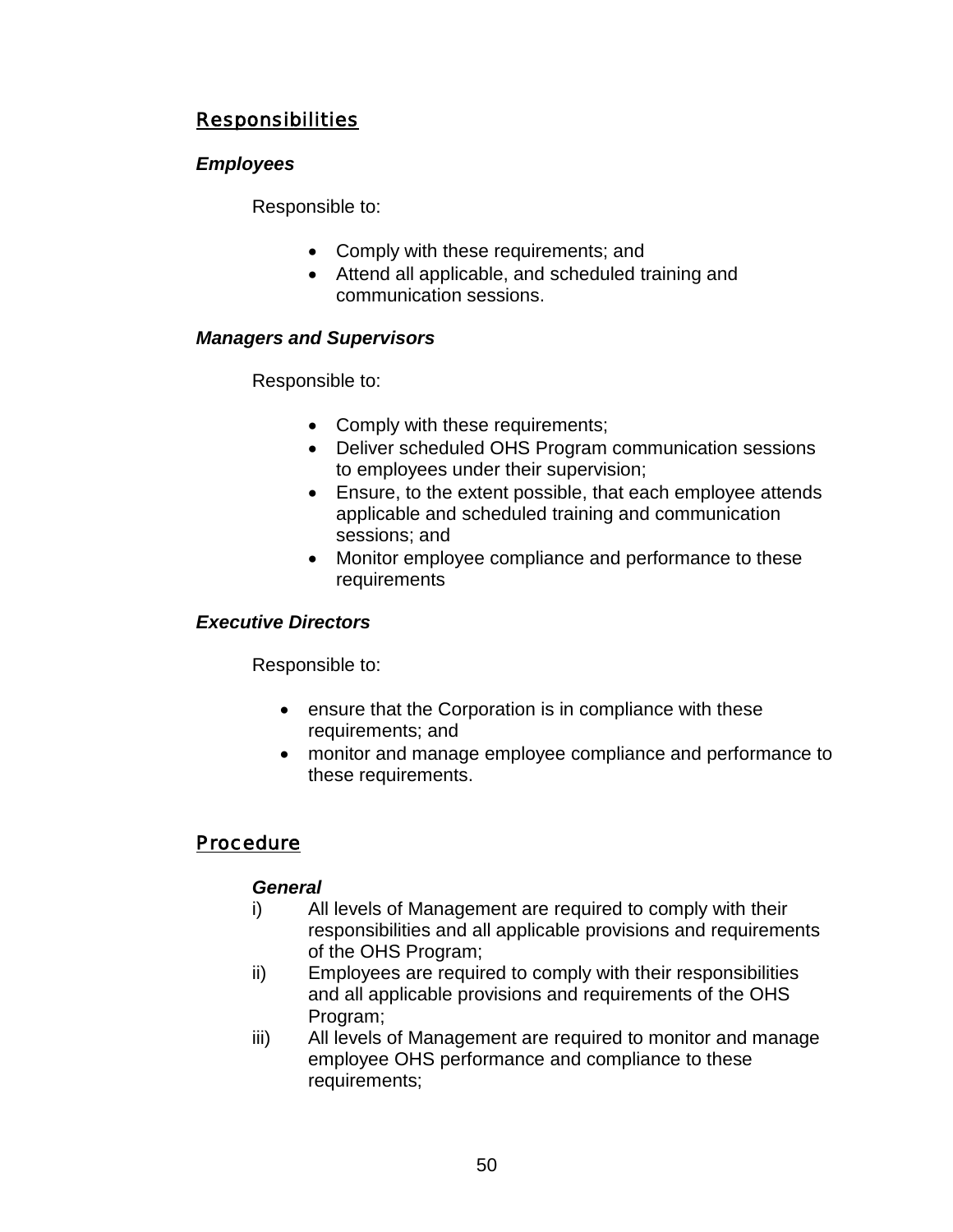## Responsibilities

***Employees***

Responsible to:

- Comply with these requirements; and
- Attend all applicable, and scheduled training and communication sessions.

***Managers and Supervisors***

Responsible to:

- Comply with these requirements;
- Deliver scheduled OHS Program communication sessions to employees under their supervision;
- Ensure, to the extent possible, that each employee attends applicable and scheduled training and communication sessions; and
- Monitor employee compliance and performance to these requirements

***Executive Directors***

Responsible to:

- ensure that the Corporation is in compliance with these requirements; and
- monitor and manage employee compliance and performance to these requirements.

## Procedure

***General***

i) All levels of Management are required to comply with their responsibilities and all applicable provisions and requirements of the OHS Program;

ii) Employees are required to comply with their responsibilities and all applicable provisions and requirements of the OHS Program;

iii) All levels of Management are required to monitor and manage employee OHS performance and compliance to these requirements;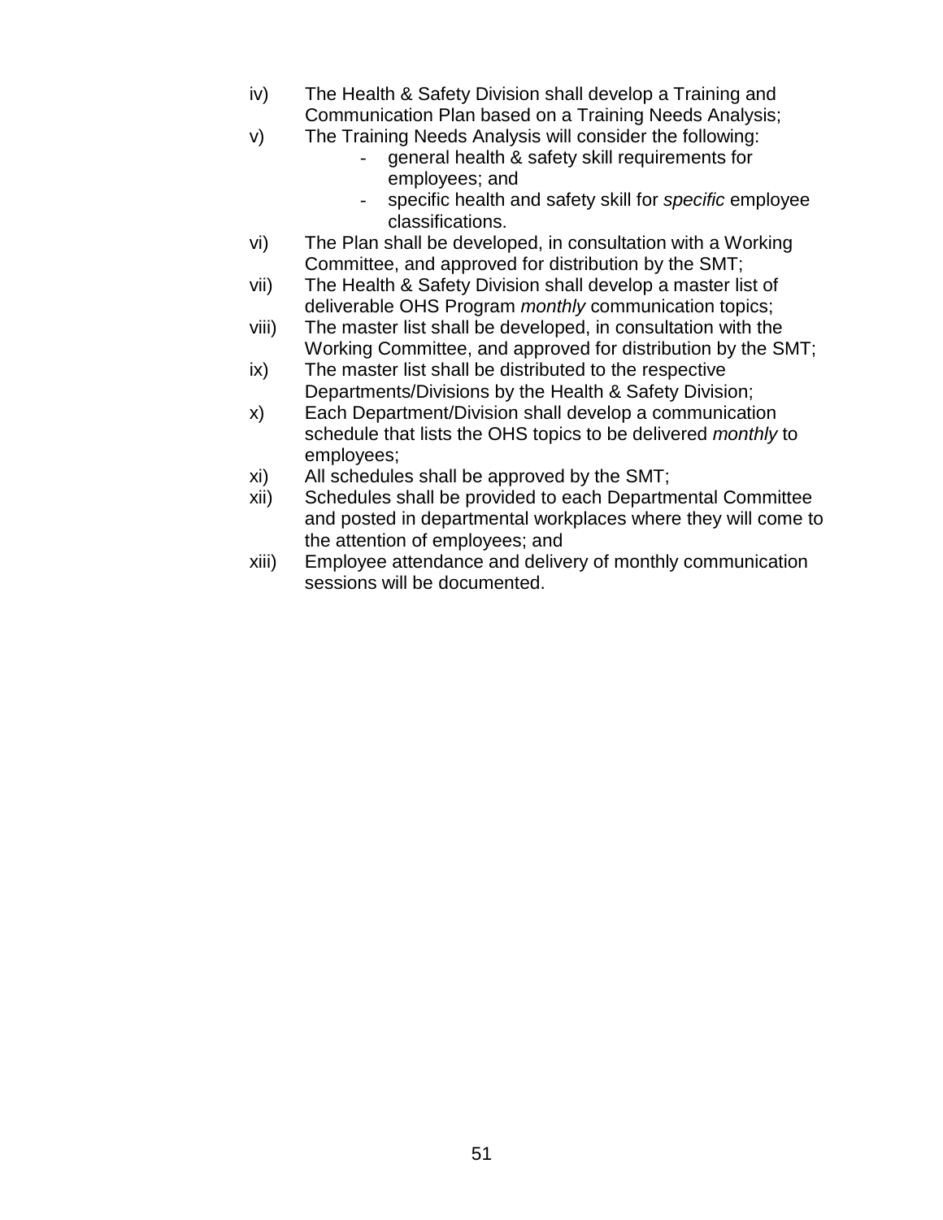iv) The Health & Safety Division shall develop a Training and Communication Plan based on a Training Needs Analysis;

v) The Training Needs Analysis will consider the following:
   - general health & safety skill requirements for employees; and
   - specific health and safety skill for *specific* employee classifications.

vi) The Plan shall be developed, in consultation with a Working Committee, and approved for distribution by the SMT;

vii) The Health & Safety Division shall develop a master list of deliverable OHS Program *monthly* communication topics;

viii) The master list shall be developed, in consultation with the Working Committee, and approved for distribution by the SMT;

ix) The master list shall be distributed to the respective Departments/Divisions by the Health & Safety Division;

x) Each Department/Division shall develop a communication schedule that lists the OHS topics to be delivered *monthly* to employees;

xi) All schedules shall be approved by the SMT;

xii) Schedules shall be provided to each Departmental Committee and posted in departmental workplaces where they will come to the attention of employees; and

xiii) Employee attendance and delivery of monthly communication sessions will be documented.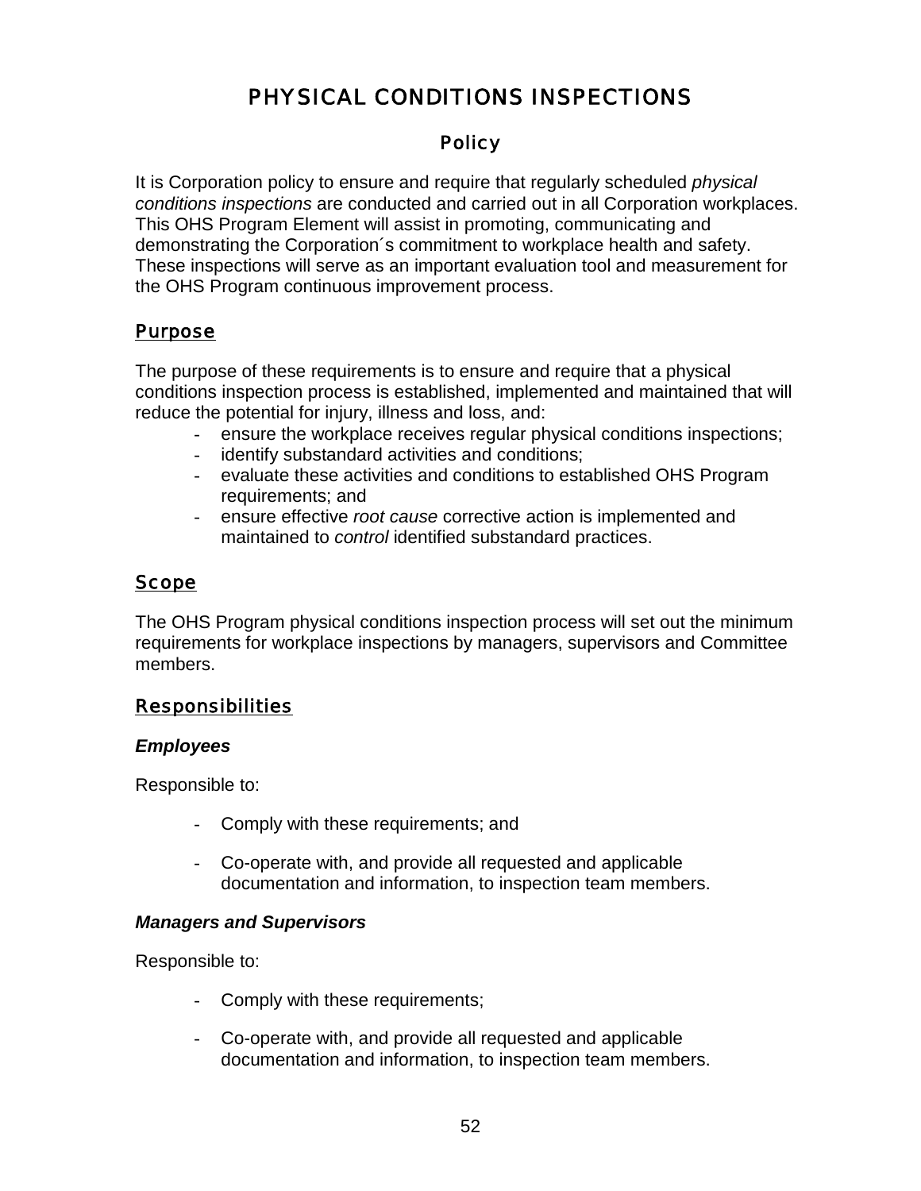# PHYSICAL CONDITIONS INSPECTIONS

## Policy

It is Corporation policy to ensure and require that regularly scheduled *physical conditions inspections* are conducted and carried out in all Corporation workplaces. This OHS Program Element will assist in promoting, communicating and demonstrating the Corporation´s commitment to workplace health and safety. These inspections will serve as an important evaluation tool and measurement for the OHS Program continuous improvement process.

## Purpose

The purpose of these requirements is to ensure and require that a physical conditions inspection process is established, implemented and maintained that will reduce the potential for injury, illness and loss, and:

- ensure the workplace receives regular physical conditions inspections;
- identify substandard activities and conditions;
- evaluate these activities and conditions to established OHS Program requirements; and
- ensure effective *root cause* corrective action is implemented and maintained to *control* identified substandard practices.

## Scope

The OHS Program physical conditions inspection process will set out the minimum requirements for workplace inspections by managers, supervisors and Committee members.

## Responsibilities

### *Employees*

Responsible to:

- Comply with these requirements; and
- Co-operate with, and provide all requested and applicable documentation and information, to inspection team members.

### *Managers and Supervisors*

Responsible to:

- Comply with these requirements;
- Co-operate with, and provide all requested and applicable documentation and information, to inspection team members.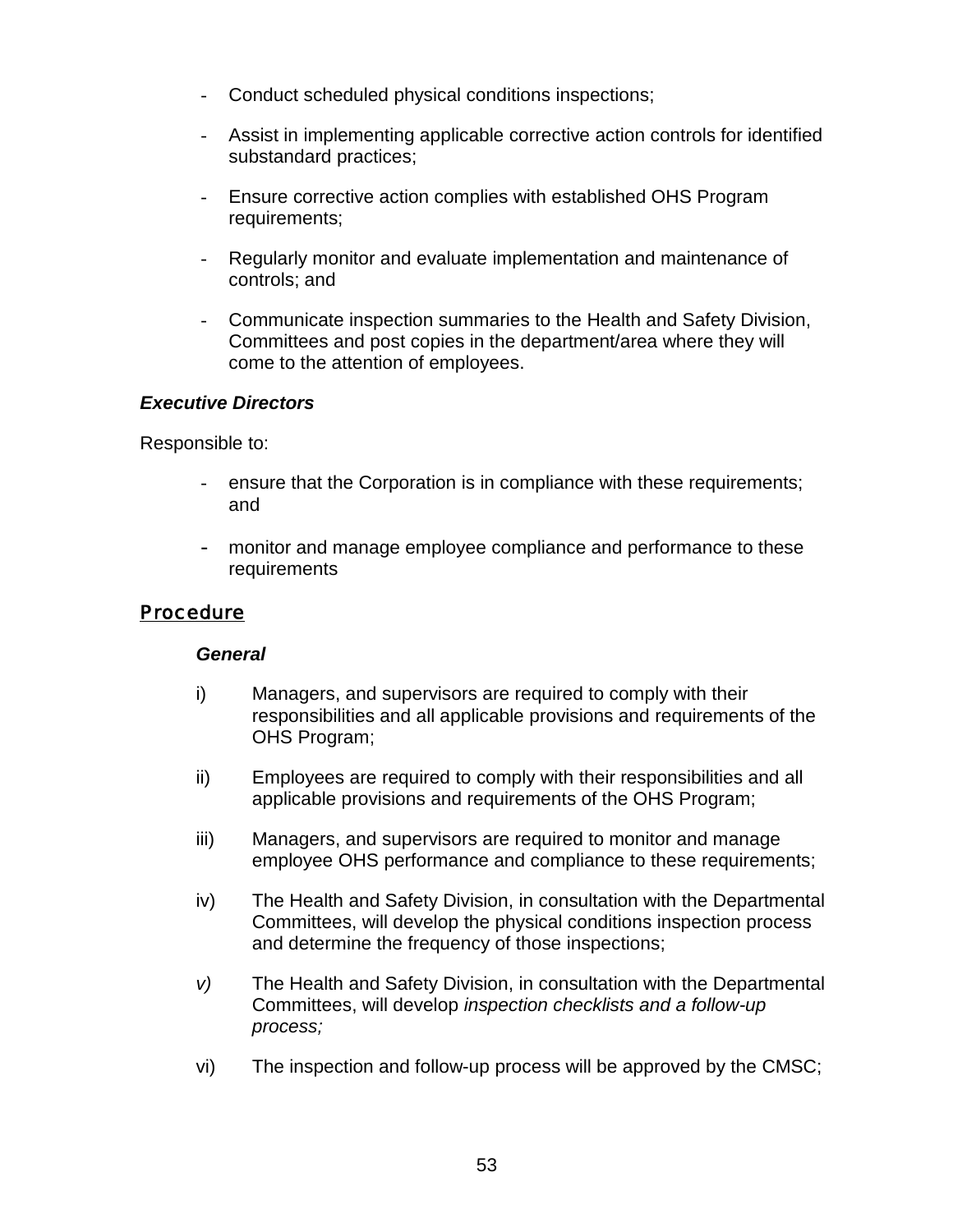- Conduct scheduled physical conditions inspections;
- Assist in implementing applicable corrective action controls for identified substandard practices;
- Ensure corrective action complies with established OHS Program requirements;
- Regularly monitor and evaluate implementation and maintenance of controls; and
- Communicate inspection summaries to the Health and Safety Division, Committees and post copies in the department/area where they will come to the attention of employees.

***Executive Directors***

Responsible to:

- ensure that the Corporation is in compliance with these requirements; and
- monitor and manage employee compliance and performance to these requirements

## Procedure

***General***

i) Managers, and supervisors are required to comply with their responsibilities and all applicable provisions and requirements of the OHS Program;

ii) Employees are required to comply with their responsibilities and all applicable provisions and requirements of the OHS Program;

iii) Managers, and supervisors are required to monitor and manage employee OHS performance and compliance to these requirements;

iv) The Health and Safety Division, in consultation with the Departmental Committees, will develop the physical conditions inspection process and determine the frequency of those inspections;

*v)* The Health and Safety Division, in consultation with the Departmental Committees, will develop *inspection checklists and a follow-up process;*

vi) The inspection and follow-up process will be approved by the CMSC;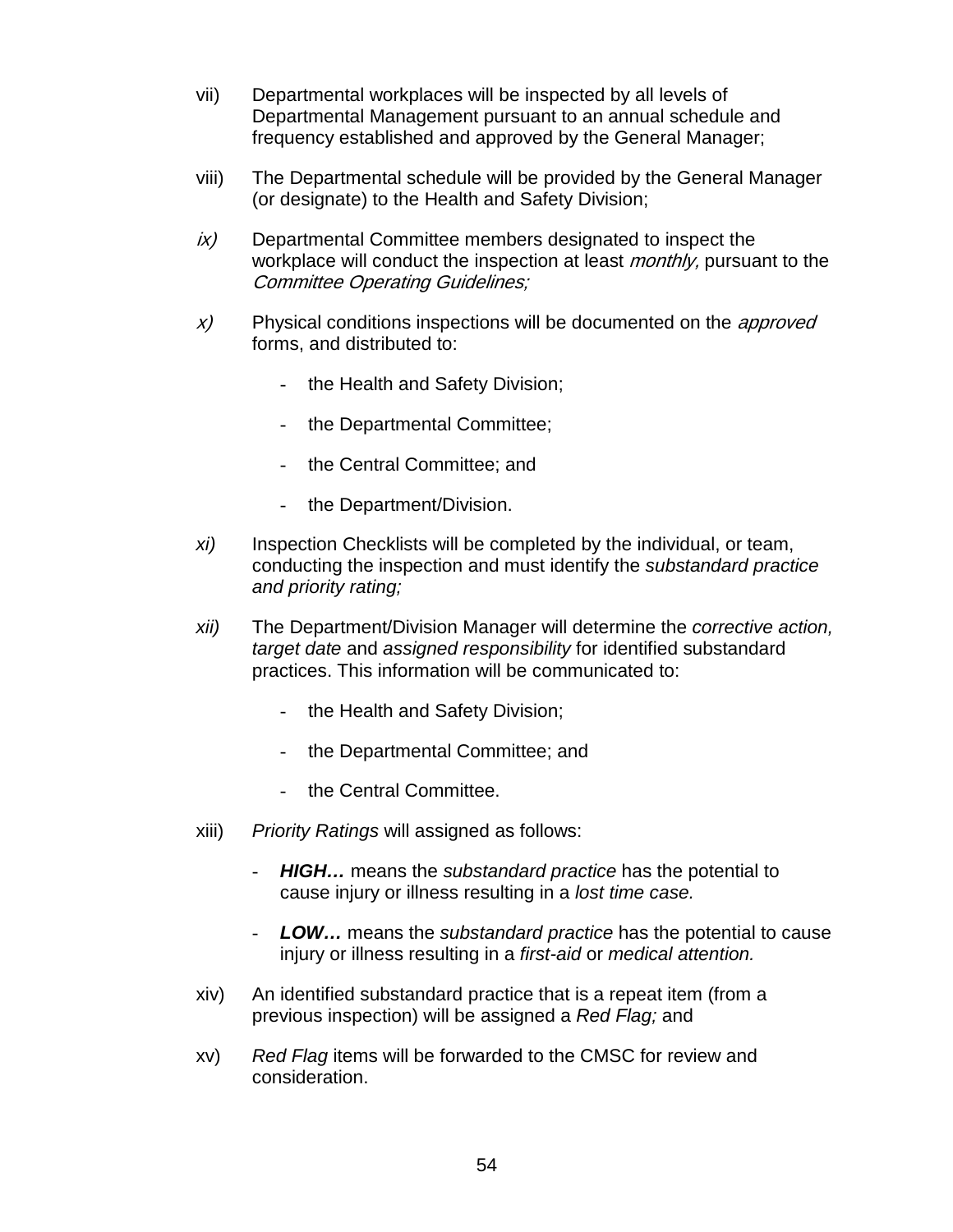vii) Departmental workplaces will be inspected by all levels of Departmental Management pursuant to an annual schedule and frequency established and approved by the General Manager;

viii) The Departmental schedule will be provided by the General Manager (or designate) to the Health and Safety Division;

*ix)* Departmental Committee members designated to inspect the workplace will conduct the inspection at least *monthly,* pursuant to the *Committee Operating Guidelines;*

*x)* Physical conditions inspections will be documented on the *approved* forms, and distributed to:

- the Health and Safety Division;
- the Departmental Committee;
- the Central Committee; and
- the Department/Division.

*xi)* Inspection Checklists will be completed by the individual, or team, conducting the inspection and must identify the *substandard practice and priority rating;*

*xii)* The Department/Division Manager will determine the *corrective action, target date* and *assigned responsibility* for identified substandard practices. This information will be communicated to:

- the Health and Safety Division;
- the Departmental Committee; and
- the Central Committee.

xiii) *Priority Ratings* will assigned as follows:

- ***HIGH…*** means the *substandard practice* has the potential to cause injury or illness resulting in a *lost time case.*
- ***LOW…*** means the *substandard practice* has the potential to cause injury or illness resulting in a *first-aid* or *medical attention.*

xiv) An identified substandard practice that is a repeat item (from a previous inspection) will be assigned a *Red Flag;* and

xv) *Red Flag* items will be forwarded to the CMSC for review and consideration.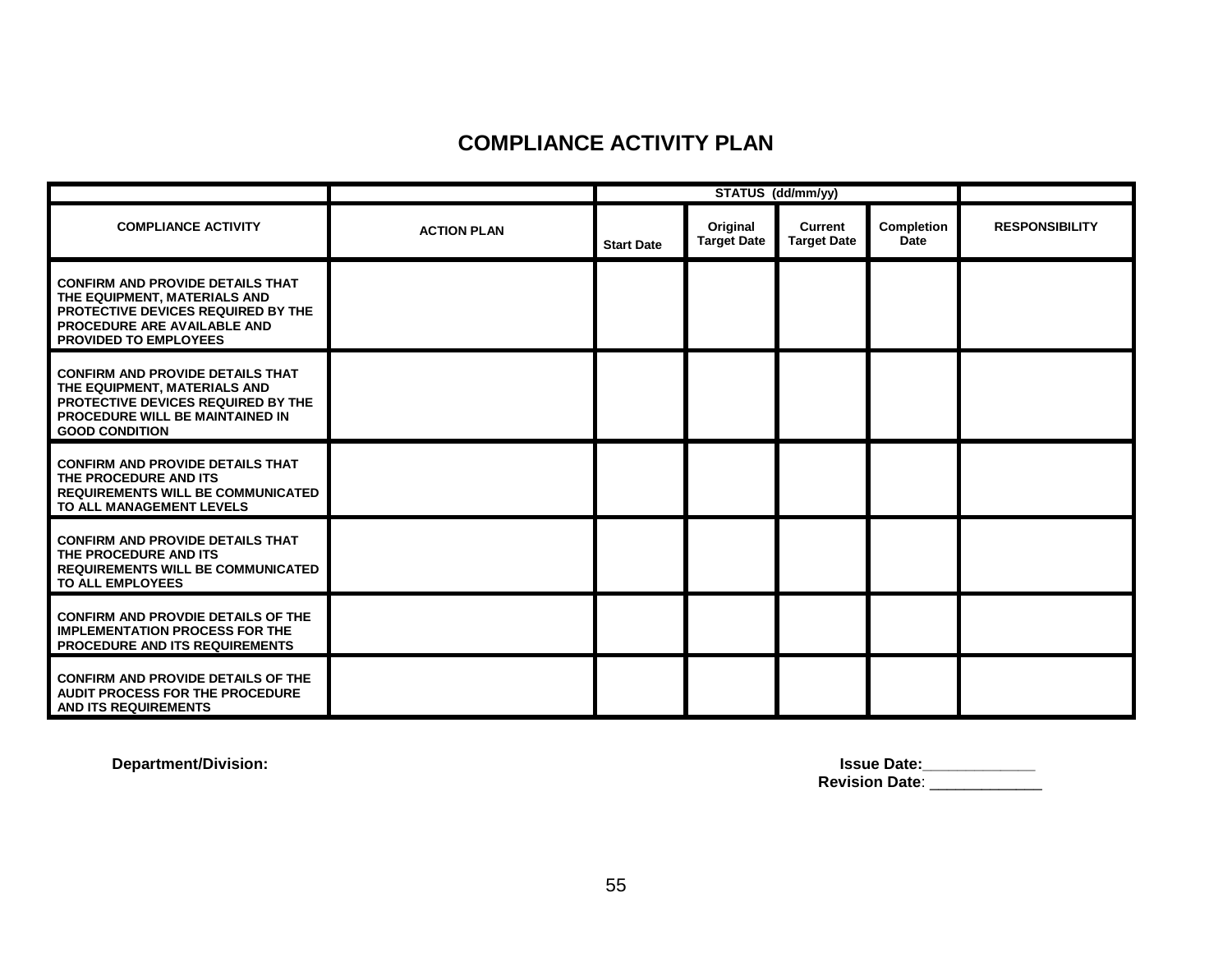# COMPLIANCE ACTIVITY PLAN

| | | STATUS (dd/mm/yy) | | | | |
|---|---|---|---|---|---|---|
| **COMPLIANCE ACTIVITY** | **ACTION PLAN** | **Start Date** | **Original Target Date** | **Current Target Date** | **Completion Date** | **RESPONSIBILITY** |
| **CONFIRM AND PROVIDE DETAILS THAT THE EQUIPMENT, MATERIALS AND PROTECTIVE DEVICES REQUIRED BY THE PROCEDURE ARE AVAILABLE AND PROVIDED TO EMPLOYEES** | | | | | | |
| **CONFIRM AND PROVIDE DETAILS THAT THE EQUIPMENT, MATERIALS AND PROTECTIVE DEVICES REQUIRED BY THE PROCEDURE WILL BE MAINTAINED IN GOOD CONDITION** | | | | | | |
| **CONFIRM AND PROVIDE DETAILS THAT THE PROCEDURE AND ITS REQUIREMENTS WILL BE COMMUNICATED TO ALL MANAGEMENT LEVELS** | | | | | | |
| **CONFIRM AND PROVIDE DETAILS THAT THE PROCEDURE AND ITS REQUIREMENTS WILL BE COMMUNICATED TO ALL EMPLOYEES** | | | | | | |
| **CONFIRM AND PROVDIE DETAILS OF THE IMPLEMENTATION PROCESS FOR THE PROCEDURE AND ITS REQUIREMENTS** | | | | | | |
| **CONFIRM AND PROVIDE DETAILS OF THE AUDIT PROCESS FOR THE PROCEDURE AND ITS REQUIREMENTS** | | | | | | |

**Department/Division:**

**Issue Date:**_____________
**Revision Date**: _____________